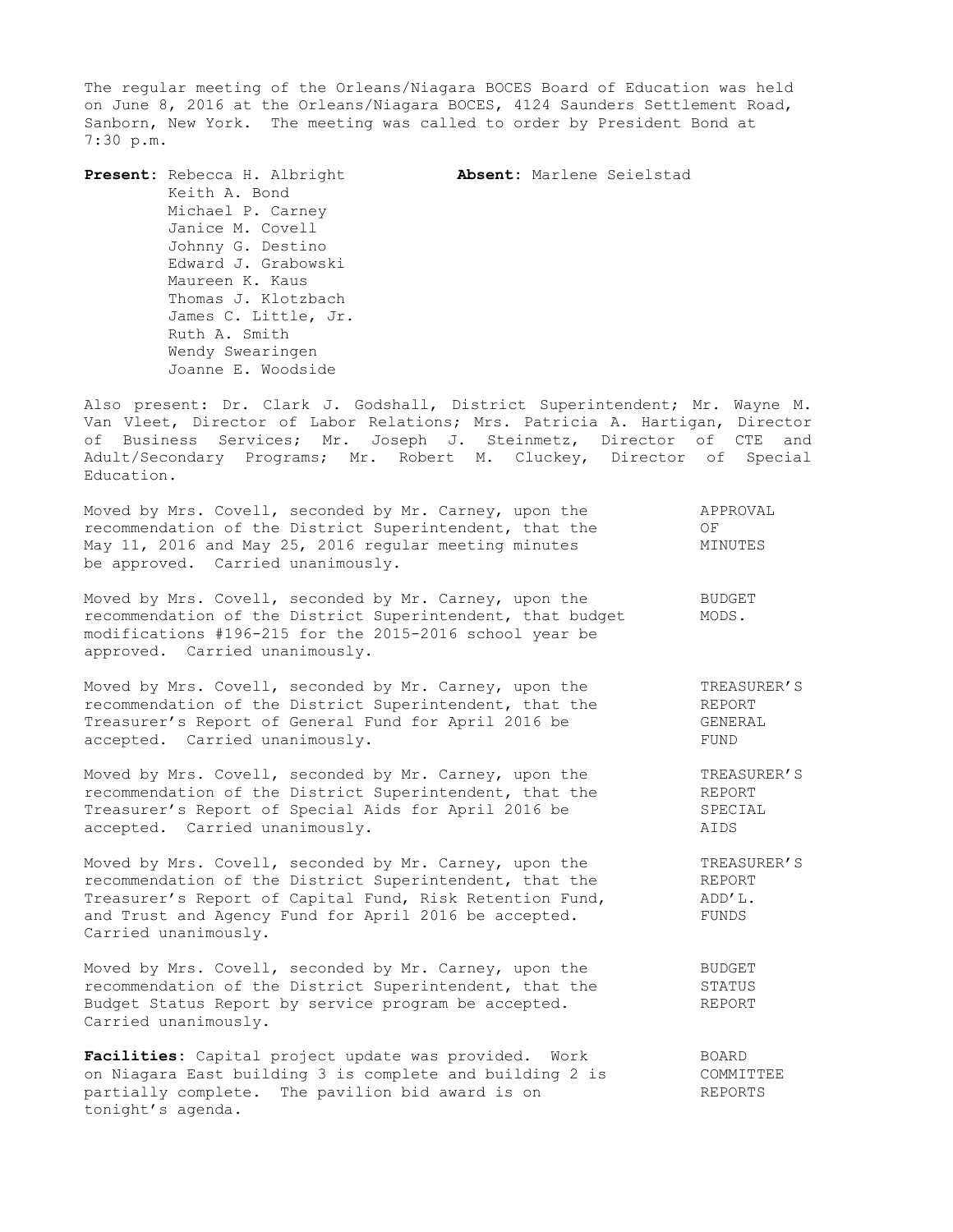The regular meeting of the Orleans/Niagara BOCES Board of Education was held on June 8, 2016 at the Orleans/Niagara BOCES, 4124 Saunders Settlement Road, Sanborn, New York. The meeting was called to order by President Bond at 7:30 p.m.

**Present:** Rebecca H. Albright
Keith A. Bond
Michael P. Carney
Janice M. Covell
Johnny G. Destino
Edward J. Grabowski
Maureen K. Kaus
Thomas J. Klotzbach
James C. Little, Jr.
Ruth A. Smith
Wendy Swearingen
Joanne E. Woodside

**Absent:** Marlene Seielstad

Also present: Dr. Clark J. Godshall, District Superintendent; Mr. Wayne M. Van Vleet, Director of Labor Relations; Mrs. Patricia A. Hartigan, Director of Business Services; Mr. Joseph J. Steinmetz, Director of CTE and Adult/Secondary Programs; Mr. Robert M. Cluckey, Director of Special Education.

APPROVAL OF MINUTES

Moved by Mrs. Covell, seconded by Mr. Carney, upon the recommendation of the District Superintendent, that the May 11, 2016 and May 25, 2016 regular meeting minutes be approved. Carried unanimously.

BUDGET MODS.

Moved by Mrs. Covell, seconded by Mr. Carney, upon the recommendation of the District Superintendent, that budget modifications #196-215 for the 2015-2016 school year be approved. Carried unanimously.

TREASURER'S REPORT GENERAL FUND

Moved by Mrs. Covell, seconded by Mr. Carney, upon the recommendation of the District Superintendent, that the Treasurer's Report of General Fund for April 2016 be accepted. Carried unanimously.

TREASURER'S REPORT SPECIAL AIDS

Moved by Mrs. Covell, seconded by Mr. Carney, upon the recommendation of the District Superintendent, that the Treasurer's Report of Special Aids for April 2016 be accepted. Carried unanimously.

TREASURER'S REPORT ADD'L. FUNDS

Moved by Mrs. Covell, seconded by Mr. Carney, upon the recommendation of the District Superintendent, that the Treasurer's Report of Capital Fund, Risk Retention Fund, and Trust and Agency Fund for April 2016 be accepted. Carried unanimously.

BUDGET STATUS REPORT

Moved by Mrs. Covell, seconded by Mr. Carney, upon the recommendation of the District Superintendent, that the Budget Status Report by service program be accepted. Carried unanimously.

BOARD COMMITTEE REPORTS

**Facilities:** Capital project update was provided. Work on Niagara East building 3 is complete and building 2 is partially complete. The pavilion bid award is on tonight's agenda.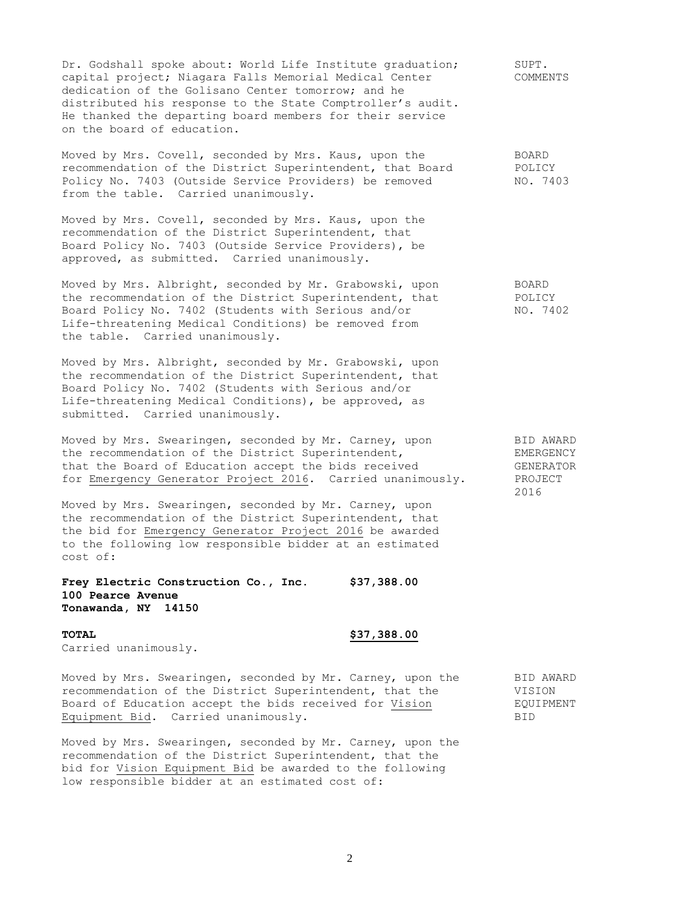Dr. Godshall spoke about: World Life Institute graduation; capital project; Niagara Falls Memorial Medical Center dedication of the Golisano Center tomorrow; and he distributed his response to the State Comptroller's audit. He thanked the departing board members for their service on the board of education. — SUPT. COMMENTS

Moved by Mrs. Covell, seconded by Mrs. Kaus, upon the recommendation of the District Superintendent, that Board Policy No. 7403 (Outside Service Providers) be removed from the table. Carried unanimously. — BOARD POLICY NO. 7403

Moved by Mrs. Covell, seconded by Mrs. Kaus, upon the recommendation of the District Superintendent, that Board Policy No. 7403 (Outside Service Providers), be approved, as submitted. Carried unanimously.

Moved by Mrs. Albright, seconded by Mr. Grabowski, upon the recommendation of the District Superintendent, that Board Policy No. 7402 (Students with Serious and/or Life-threatening Medical Conditions) be removed from the table. Carried unanimously. — BOARD POLICY NO. 7402

Moved by Mrs. Albright, seconded by Mr. Grabowski, upon the recommendation of the District Superintendent, that Board Policy No. 7402 (Students with Serious and/or Life-threatening Medical Conditions), be approved, as submitted. Carried unanimously.

Moved by Mrs. Swearingen, seconded by Mr. Carney, upon the recommendation of the District Superintendent, that the Board of Education accept the bids received for Emergency Generator Project 2016. Carried unanimously. — BID AWARD EMERGENCY GENERATOR PROJECT 2016

Moved by Mrs. Swearingen, seconded by Mr. Carney, upon the recommendation of the District Superintendent, that the bid for Emergency Generator Project 2016 be awarded to the following low responsible bidder at an estimated cost of:

**Frey Electric Construction Co., Inc.** **$37,388.00**
**100 Pearce Avenue**
**Tonawanda, NY 14150**

**TOTAL** **$37,388.00**

Carried unanimously.

Moved by Mrs. Swearingen, seconded by Mr. Carney, upon the recommendation of the District Superintendent, that the Board of Education accept the bids received for Vision Equipment Bid. Carried unanimously. — BID AWARD VISION EQUIPMENT BID

Moved by Mrs. Swearingen, seconded by Mr. Carney, upon the recommendation of the District Superintendent, that the bid for Vision Equipment Bid be awarded to the following low responsible bidder at an estimated cost of: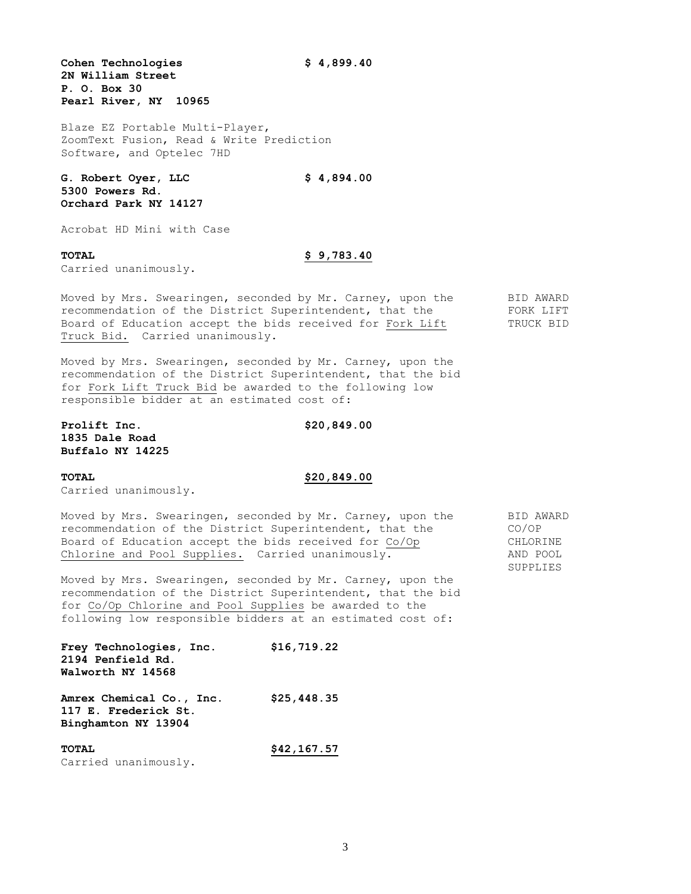**Cohen Technologies** **$ 4,899.40**
**2N William Street**
**P. O. Box 30**
**Pearl River, NY 10965**

Blaze EZ Portable Multi-Player, ZoomText Fusion, Read & Write Prediction Software, and Optelec 7HD

**G. Robert Oyer, LLC** **$ 4,894.00**
**5300 Powers Rd.**
**Orchard Park NY 14127**

Acrobat HD Mini with Case

**TOTAL** **$ 9,783.40**

Carried unanimously.

BID AWARD FORK LIFT TRUCK BID

Moved by Mrs. Swearingen, seconded by Mr. Carney, upon the recommendation of the District Superintendent, that the Board of Education accept the bids received for Fork Lift Truck Bid. Carried unanimously.

Moved by Mrs. Swearingen, seconded by Mr. Carney, upon the recommendation of the District Superintendent, that the bid for Fork Lift Truck Bid be awarded to the following low responsible bidder at an estimated cost of:

**Prolift Inc.** **$20,849.00**
**1835 Dale Road**
**Buffalo NY 14225**

**TOTAL** **$20,849.00**

Carried unanimously.

BID AWARD CO/OP CHLORINE AND POOL SUPPLIES

Moved by Mrs. Swearingen, seconded by Mr. Carney, upon the recommendation of the District Superintendent, that the Board of Education accept the bids received for Co/Op Chlorine and Pool Supplies. Carried unanimously.

Moved by Mrs. Swearingen, seconded by Mr. Carney, upon the recommendation of the District Superintendent, that the bid for Co/Op Chlorine and Pool Supplies be awarded to the following low responsible bidders at an estimated cost of:

**Frey Technologies, Inc.** **$16,719.22**
**2194 Penfield Rd.**
**Walworth NY 14568**

**Amrex Chemical Co., Inc.** **$25,448.35**
**117 E. Frederick St.**
**Binghamton NY 13904**

**TOTAL** **$42,167.57**

Carried unanimously.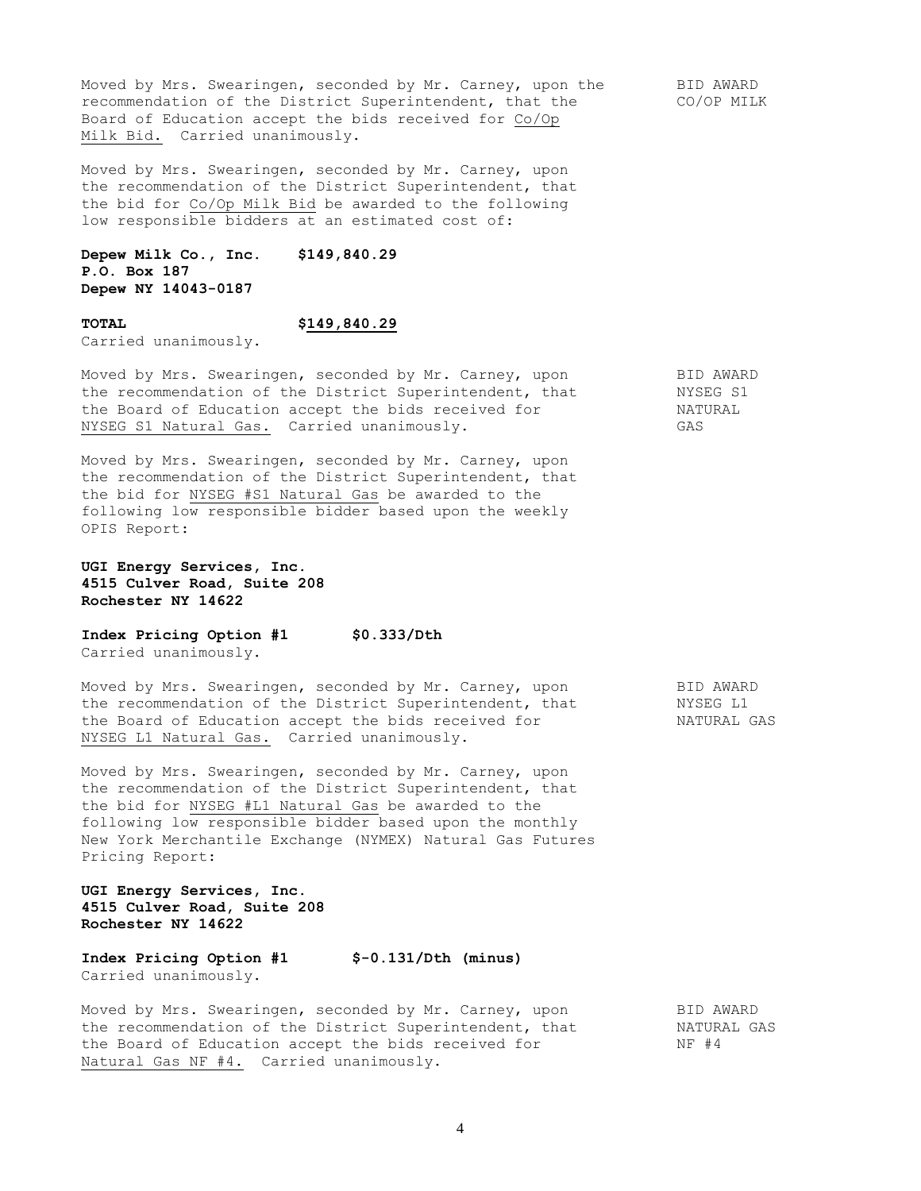Moved by Mrs. Swearingen, seconded by Mr. Carney, upon the recommendation of the District Superintendent, that the Board of Education accept the bids received for Co/Op Milk Bid. Carried unanimously.

BID AWARD CO/OP MILK

Moved by Mrs. Swearingen, seconded by Mr. Carney, upon the recommendation of the District Superintendent, that the bid for Co/Op Milk Bid be awarded to the following low responsible bidders at an estimated cost of:

**Depew Milk Co., Inc.** **$149,840.29**
**P.O. Box 187**
**Depew NY 14043-0187**

**TOTAL** **$149,840.29**

Carried unanimously.

Moved by Mrs. Swearingen, seconded by Mr. Carney, upon the recommendation of the District Superintendent, that the Board of Education accept the bids received for NYSEG S1 Natural Gas. Carried unanimously.

BID AWARD NYSEG S1 NATURAL GAS

Moved by Mrs. Swearingen, seconded by Mr. Carney, upon the recommendation of the District Superintendent, that the bid for NYSEG #S1 Natural Gas be awarded to the following low responsible bidder based upon the weekly OPIS Report:

**UGI Energy Services, Inc.**
**4515 Culver Road, Suite 208**
**Rochester NY 14622**

**Index Pricing Option #1** **$0.333/Dth**

Carried unanimously.

Moved by Mrs. Swearingen, seconded by Mr. Carney, upon the recommendation of the District Superintendent, that the Board of Education accept the bids received for NYSEG L1 Natural Gas. Carried unanimously.

BID AWARD NYSEG L1 NATURAL GAS

Moved by Mrs. Swearingen, seconded by Mr. Carney, upon the recommendation of the District Superintendent, that the bid for NYSEG #L1 Natural Gas be awarded to the following low responsible bidder based upon the monthly New York Mercantile Exchange (NYMEX) Natural Gas Futures Pricing Report:

**UGI Energy Services, Inc.**
**4515 Culver Road, Suite 208**
**Rochester NY 14622**

**Index Pricing Option #1** **$-0.131/Dth (minus)**

Carried unanimously.

Moved by Mrs. Swearingen, seconded by Mr. Carney, upon the recommendation of the District Superintendent, that the Board of Education accept the bids received for Natural Gas NF #4. Carried unanimously.

BID AWARD NATURAL GAS NF #4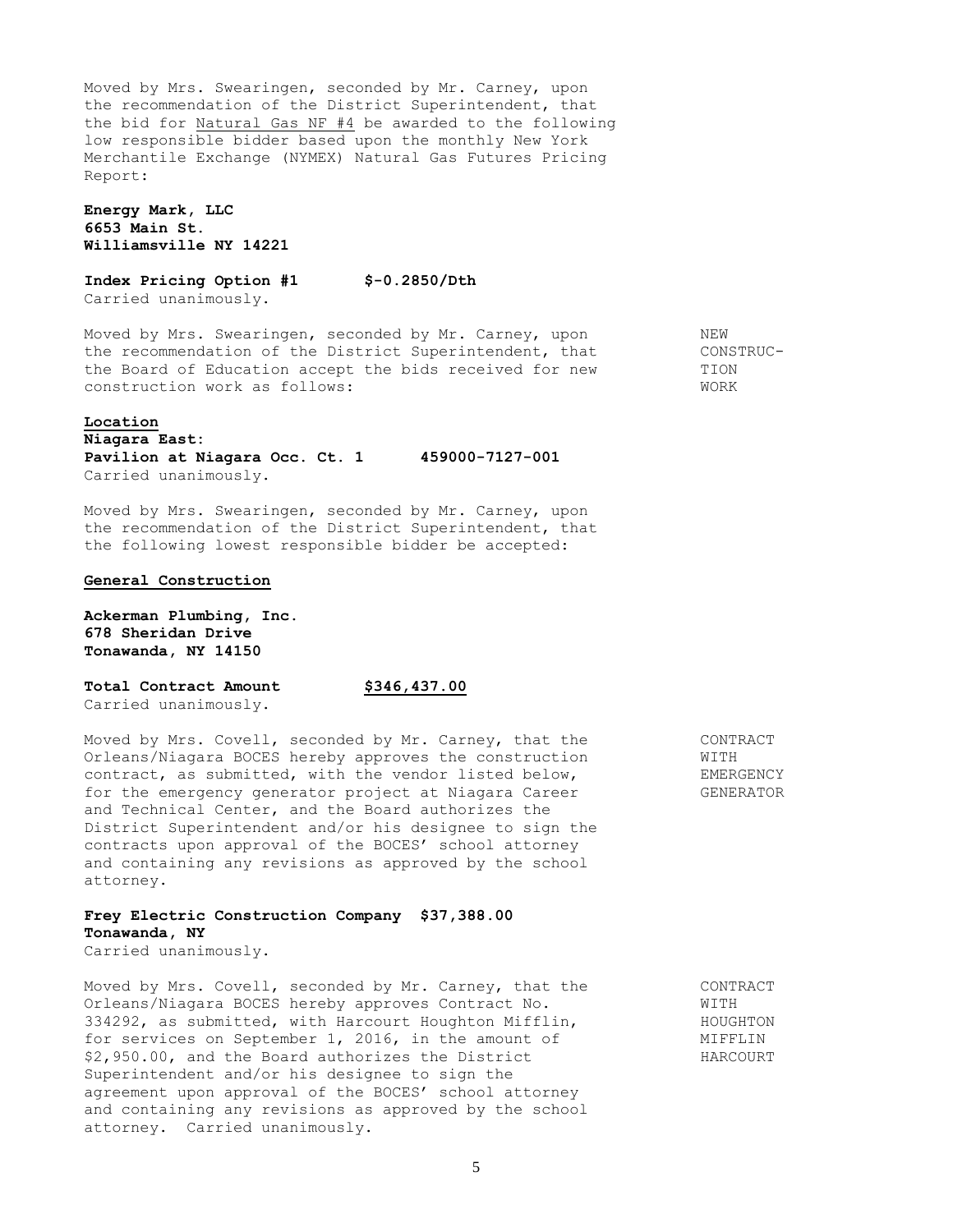Moved by Mrs. Swearingen, seconded by Mr. Carney, upon the recommendation of the District Superintendent, that the bid for Natural Gas NF #4 be awarded to the following low responsible bidder based upon the monthly New York Merchantile Exchange (NYMEX) Natural Gas Futures Pricing Report:

**Energy Mark, LLC**
**6653 Main St.**
**Williamsville NY 14221**

**Index Pricing Option #1 $-0.2850/Dth**
Carried unanimously.

NEW CONSTRUCTION WORK

Moved by Mrs. Swearingen, seconded by Mr. Carney, upon the recommendation of the District Superintendent, that the Board of Education accept the bids received for new construction work as follows:

**Location**
**Niagara East:**
**Pavilion at Niagara Occ. Ct. 1 459000-7127-001**
Carried unanimously.

Moved by Mrs. Swearingen, seconded by Mr. Carney, upon the recommendation of the District Superintendent, that the following lowest responsible bidder be accepted:

**General Construction**

**Ackerman Plumbing, Inc.**
**678 Sheridan Drive**
**Tonawanda, NY 14150**

**Total Contract Amount $346,437.00**
Carried unanimously.

CONTRACT WITH EMERGENCY GENERATOR

Moved by Mrs. Covell, seconded by Mr. Carney, that the Orleans/Niagara BOCES hereby approves the construction contract, as submitted, with the vendor listed below, for the emergency generator project at Niagara Career and Technical Center, and the Board authorizes the District Superintendent and/or his designee to sign the contracts upon approval of the BOCES' school attorney and containing any revisions as approved by the school attorney.

**Frey Electric Construction Company $37,388.00**
**Tonawanda, NY**
Carried unanimously.

CONTRACT WITH HOUGHTON MIFFLIN HARCOURT

Moved by Mrs. Covell, seconded by Mr. Carney, that the Orleans/Niagara BOCES hereby approves Contract No. 334292, as submitted, with Harcourt Houghton Mifflin, for services on September 1, 2016, in the amount of $2,950.00, and the Board authorizes the District Superintendent and/or his designee to sign the agreement upon approval of the BOCES' school attorney and containing any revisions as approved by the school attorney. Carried unanimously.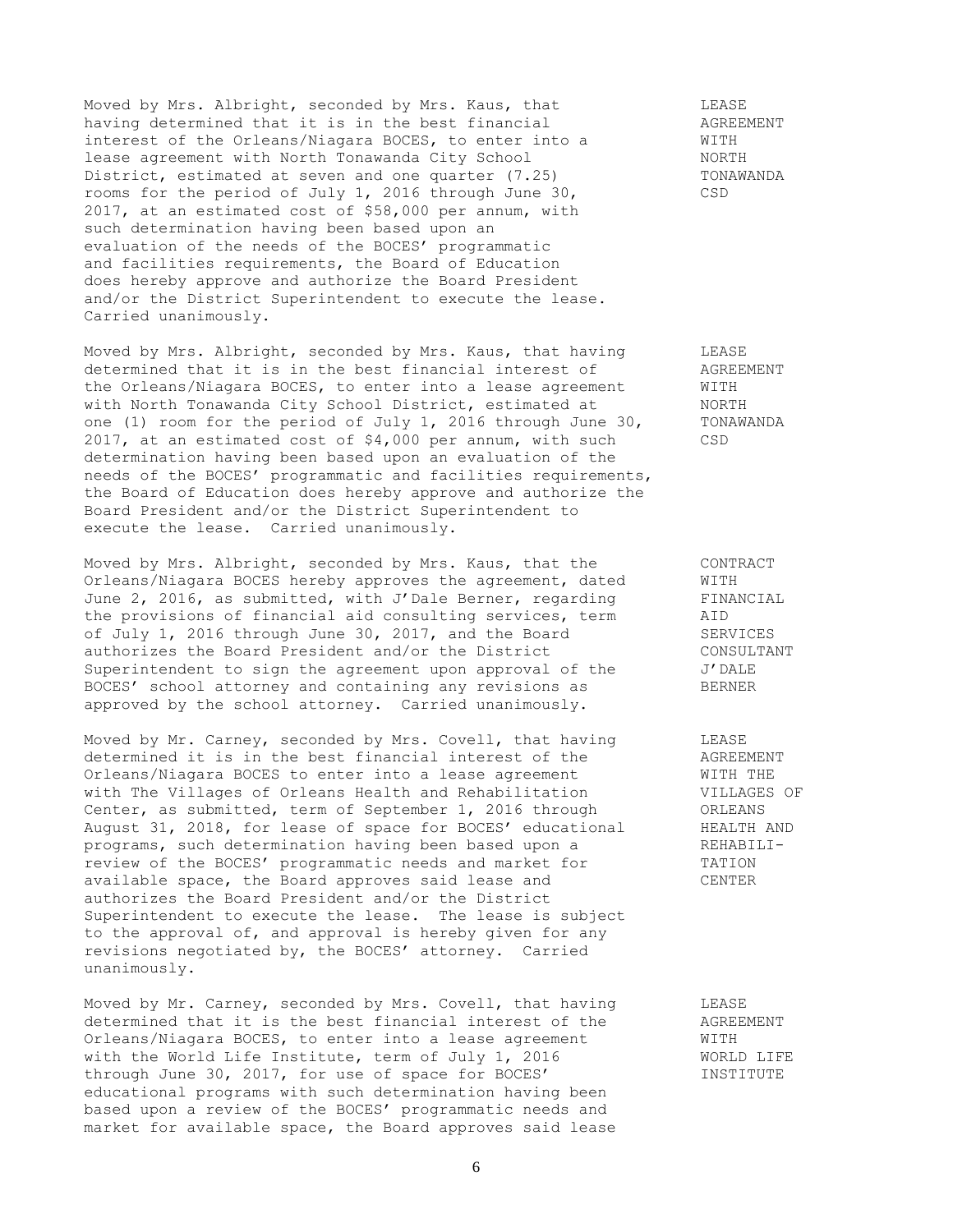Moved by Mrs. Albright, seconded by Mrs. Kaus, that having determined that it is in the best financial interest of the Orleans/Niagara BOCES, to enter into a lease agreement with North Tonawanda City School District, estimated at seven and one quarter (7.25) rooms for the period of July 1, 2016 through June 30, 2017, at an estimated cost of $58,000 per annum, with such determination having been based upon an evaluation of the needs of the BOCES' programmatic and facilities requirements, the Board of Education does hereby approve and authorize the Board President and/or the District Superintendent to execute the lease. Carried unanimously.

**LEASE AGREEMENT WITH NORTH TONAWANDA CSD**

Moved by Mrs. Albright, seconded by Mrs. Kaus, that having determined that it is in the best financial interest of the Orleans/Niagara BOCES, to enter into a lease agreement with North Tonawanda City School District, estimated at one (1) room for the period of July 1, 2016 through June 30, 2017, at an estimated cost of $4,000 per annum, with such determination having been based upon an evaluation of the needs of the BOCES' programmatic and facilities requirements, the Board of Education does hereby approve and authorize the Board President and/or the District Superintendent to execute the lease. Carried unanimously.

**LEASE AGREEMENT WITH NORTH TONAWANDA CSD**

Moved by Mrs. Albright, seconded by Mrs. Kaus, that the Orleans/Niagara BOCES hereby approves the agreement, dated June 2, 2016, as submitted, with J'Dale Berner, regarding the provisions of financial aid consulting services, term of July 1, 2016 through June 30, 2017, and the Board authorizes the Board President and/or the District Superintendent to sign the agreement upon approval of the BOCES' school attorney and containing any revisions as approved by the school attorney. Carried unanimously.

**CONTRACT WITH FINANCIAL AID SERVICES CONSULTANT J'DALE BERNER**

Moved by Mr. Carney, seconded by Mrs. Covell, that having determined it is in the best financial interest of the Orleans/Niagara BOCES to enter into a lease agreement with The Villages of Orleans Health and Rehabilitation Center, as submitted, term of September 1, 2016 through August 31, 2018, for lease of space for BOCES' educational programs, such determination having been based upon a review of the BOCES' programmatic needs and market for available space, the Board approves said lease and authorizes the Board President and/or the District Superintendent to execute the lease. The lease is subject to the approval of, and approval is hereby given for any revisions negotiated by, the BOCES' attorney. Carried unanimously.

**LEASE AGREEMENT WITH THE VILLAGES OF ORLEANS HEALTH AND REHABILITATION CENTER**

Moved by Mr. Carney, seconded by Mrs. Covell, that having determined that it is the best financial interest of the Orleans/Niagara BOCES, to enter into a lease agreement with the World Life Institute, term of July 1, 2016 through June 30, 2017, for use of space for BOCES' educational programs with such determination having been based upon a review of the BOCES' programmatic needs and market for available space, the Board approves said lease

**LEASE AGREEMENT WITH WORLD LIFE INSTITUTE**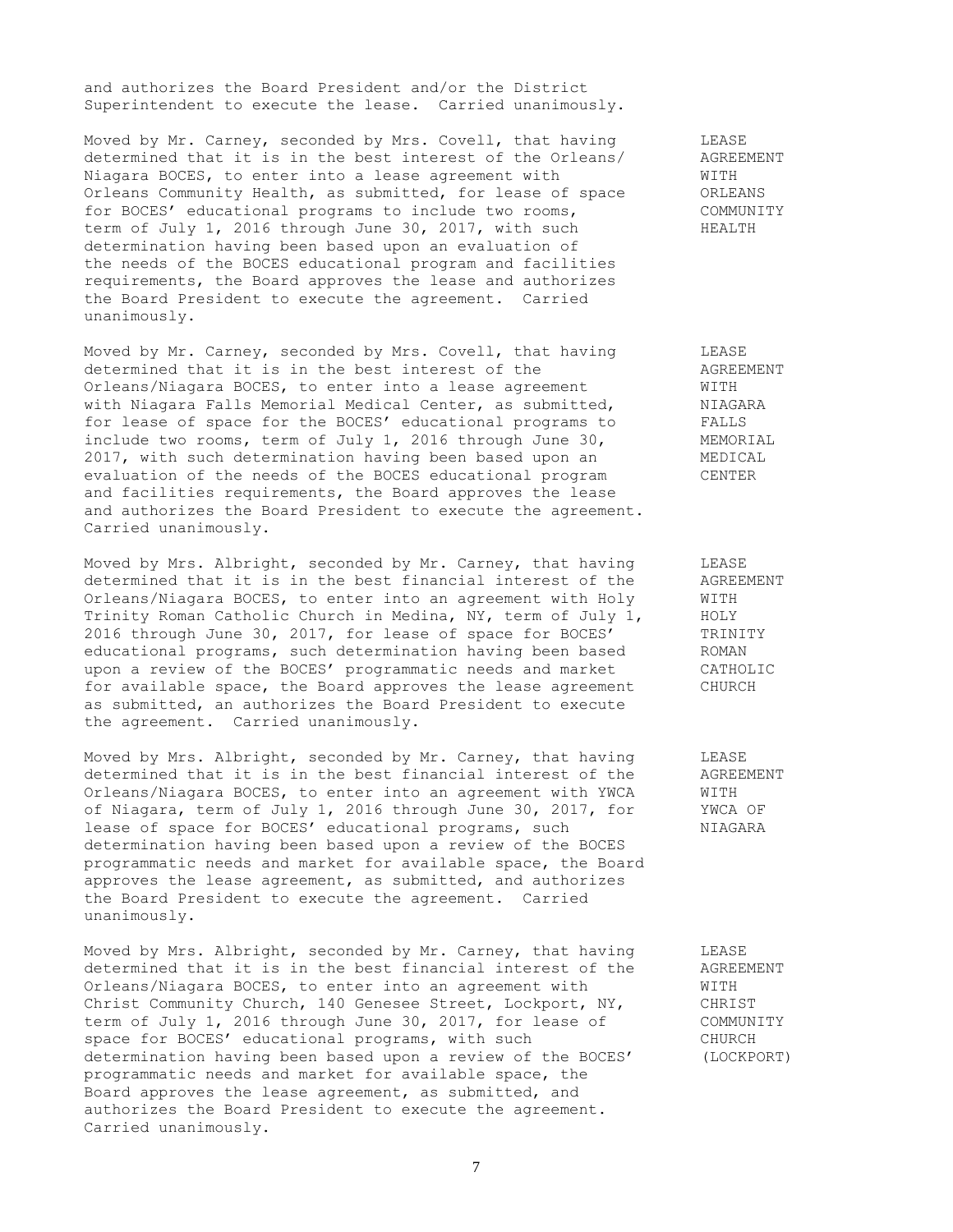and authorizes the Board President and/or the District Superintendent to execute the lease. Carried unanimously.

**LEASE AGREEMENT WITH ORLEANS COMMUNITY HEALTH**

Moved by Mr. Carney, seconded by Mrs. Covell, that having determined that it is in the best interest of the Orleans/Niagara BOCES, to enter into a lease agreement with Orleans Community Health, as submitted, for lease of space for BOCES' educational programs to include two rooms, term of July 1, 2016 through June 30, 2017, with such determination having been based upon an evaluation of the needs of the BOCES educational program and facilities requirements, the Board approves the lease and authorizes the Board President to execute the agreement. Carried unanimously.

**LEASE AGREEMENT WITH NIAGARA FALLS MEMORIAL MEDICAL CENTER**

Moved by Mr. Carney, seconded by Mrs. Covell, that having determined that it is in the best interest of the Orleans/Niagara BOCES, to enter into a lease agreement with Niagara Falls Memorial Medical Center, as submitted, for lease of space for the BOCES' educational programs to include two rooms, term of July 1, 2016 through June 30, 2017, with such determination having been based upon an evaluation of the needs of the BOCES educational program and facilities requirements, the Board approves the lease and authorizes the Board President to execute the agreement. Carried unanimously.

**LEASE AGREEMENT WITH HOLY TRINITY ROMAN CATHOLIC CHURCH**

Moved by Mrs. Albright, seconded by Mr. Carney, that having determined that it is in the best financial interest of the Orleans/Niagara BOCES, to enter into an agreement with Holy Trinity Roman Catholic Church in Medina, NY, term of July 1, 2016 through June 30, 2017, for lease of space for BOCES' educational programs, such determination having been based upon a review of the BOCES' programmatic needs and market for available space, the Board approves the lease agreement as submitted, an authorizes the Board President to execute the agreement. Carried unanimously.

**LEASE AGREEMENT WITH YWCA OF NIAGARA**

Moved by Mrs. Albright, seconded by Mr. Carney, that having determined that it is in the best financial interest of the Orleans/Niagara BOCES, to enter into an agreement with YWCA of Niagara, term of July 1, 2016 through June 30, 2017, for lease of space for BOCES' educational programs, such determination having been based upon a review of the BOCES programmatic needs and market for available space, the Board approves the lease agreement, as submitted, and authorizes the Board President to execute the agreement. Carried unanimously.

**LEASE AGREEMENT WITH CHRIST COMMUNITY CHURCH (LOCKPORT)**

Moved by Mrs. Albright, seconded by Mr. Carney, that having determined that it is in the best financial interest of the Orleans/Niagara BOCES, to enter into an agreement with Christ Community Church, 140 Genesee Street, Lockport, NY, term of July 1, 2016 through June 30, 2017, for lease of space for BOCES' educational programs, with such determination having been based upon a review of the BOCES' programmatic needs and market for available space, the Board approves the lease agreement, as submitted, and authorizes the Board President to execute the agreement. Carried unanimously.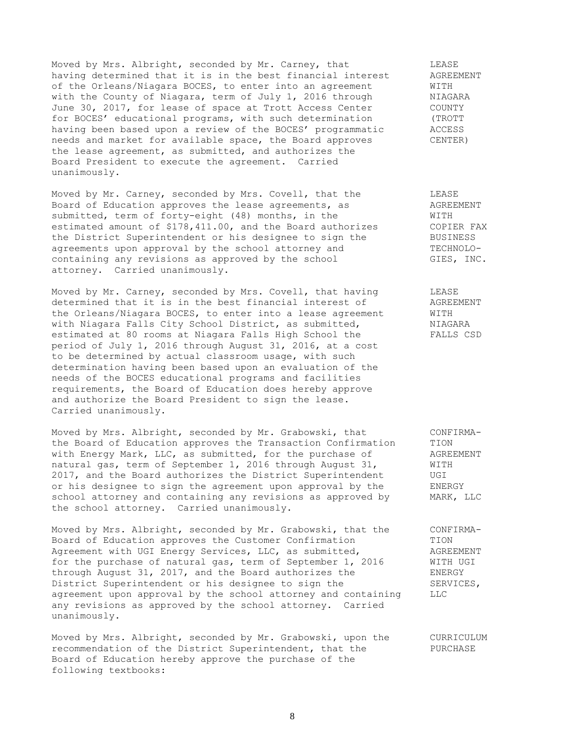Moved by Mrs. Albright, seconded by Mr. Carney, that having determined that it is in the best financial interest of the Orleans/Niagara BOCES, to enter into an agreement with the County of Niagara, term of July 1, 2016 through June 30, 2017, for lease of space at Trott Access Center for BOCES' educational programs, with such determination having been based upon a review of the BOCES' programmatic needs and market for available space, the Board approves the lease agreement, as submitted, and authorizes the Board President to execute the agreement. Carried unanimously.

**LEASE AGREEMENT WITH NIAGARA COUNTY (TROTT ACCESS CENTER)**

Moved by Mr. Carney, seconded by Mrs. Covell, that the Board of Education approves the lease agreements, as submitted, term of forty-eight (48) months, in the estimated amount of $178,411.00, and the Board authorizes the District Superintendent or his designee to sign the agreements upon approval by the school attorney and containing any revisions as approved by the school attorney. Carried unanimously.

**LEASE AGREEMENT WITH COPIER FAX BUSINESS TECHNOLOGIES, INC.**

Moved by Mr. Carney, seconded by Mrs. Covell, that having determined that it is in the best financial interest of the Orleans/Niagara BOCES, to enter into a lease agreement with Niagara Falls City School District, as submitted, estimated at 80 rooms at Niagara Falls High School the period of July 1, 2016 through August 31, 2016, at a cost to be determined by actual classroom usage, with such determination having been based upon an evaluation of the needs of the BOCES educational programs and facilities requirements, the Board of Education does hereby approve and authorize the Board President to sign the lease. Carried unanimously.

**LEASE AGREEMENT WITH NIAGARA FALLS CSD**

Moved by Mrs. Albright, seconded by Mr. Grabowski, that the Board of Education approves the Transaction Confirmation with Energy Mark, LLC, as submitted, for the purchase of natural gas, term of September 1, 2016 through August 31, 2017, and the Board authorizes the District Superintendent or his designee to sign the agreement upon approval by the school attorney and containing any revisions as approved by the school attorney. Carried unanimously.

**CONFIRMATION AGREEMENT WITH UGI ENERGY MARK, LLC**

Moved by Mrs. Albright, seconded by Mr. Grabowski, that the Board of Education approves the Customer Confirmation Agreement with UGI Energy Services, LLC, as submitted, for the purchase of natural gas, term of September 1, 2016 through August 31, 2017, and the Board authorizes the District Superintendent or his designee to sign the agreement upon approval by the school attorney and containing any revisions as approved by the school attorney. Carried unanimously.

**CONFIRMATION AGREEMENT WITH UGI ENERGY SERVICES, LLC**

Moved by Mrs. Albright, seconded by Mr. Grabowski, upon the recommendation of the District Superintendent, that the Board of Education hereby approve the purchase of the following textbooks:

**CURRICULUM PURCHASE**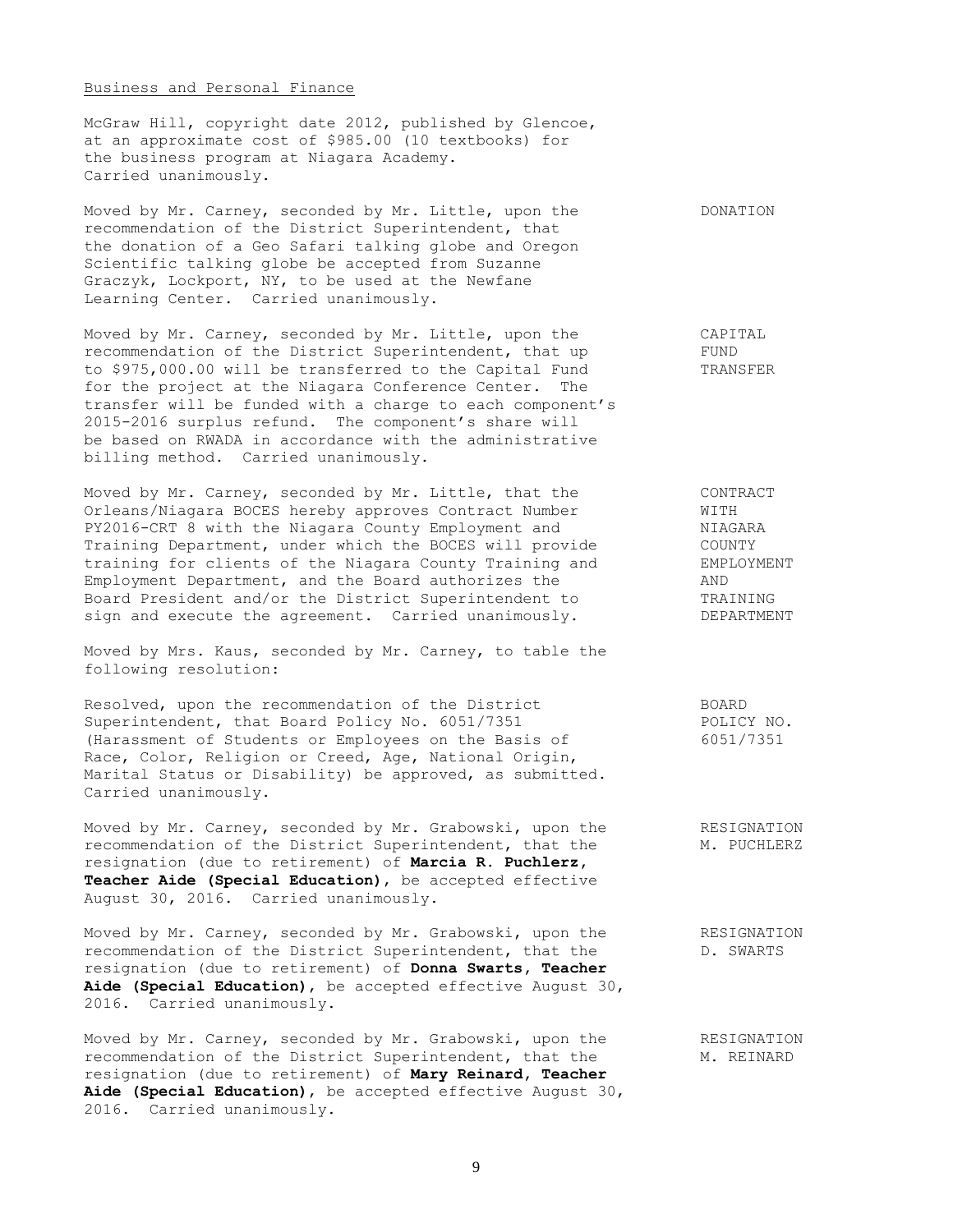Business and Personal Finance

McGraw Hill, copyright date 2012, published by Glencoe, at an approximate cost of $985.00 (10 textbooks) for the business program at Niagara Academy. Carried unanimously.

**DONATION**

Moved by Mr. Carney, seconded by Mr. Little, upon the recommendation of the District Superintendent, that the donation of a Geo Safari talking globe and Oregon Scientific talking globe be accepted from Suzanne Graczyk, Lockport, NY, to be used at the Newfane Learning Center. Carried unanimously.

**CAPITAL FUND TRANSFER**

Moved by Mr. Carney, seconded by Mr. Little, upon the recommendation of the District Superintendent, that up to $975,000.00 will be transferred to the Capital Fund for the project at the Niagara Conference Center. The transfer will be funded with a charge to each component's 2015-2016 surplus refund. The component's share will be based on RWADA in accordance with the administrative billing method. Carried unanimously.

**CONTRACT WITH NIAGARA COUNTY EMPLOYMENT AND TRAINING DEPARTMENT**

Moved by Mr. Carney, seconded by Mr. Little, that the Orleans/Niagara BOCES hereby approves Contract Number PY2016-CRT 8 with the Niagara County Employment and Training Department, under which the BOCES will provide training for clients of the Niagara County Training and Employment Department, and the Board authorizes the Board President and/or the District Superintendent to sign and execute the agreement. Carried unanimously.

Moved by Mrs. Kaus, seconded by Mr. Carney, to table the following resolution:

**BOARD POLICY NO. 6051/7351**

Resolved, upon the recommendation of the District Superintendent, that Board Policy No. 6051/7351 (Harassment of Students or Employees on the Basis of Race, Color, Religion or Creed, Age, National Origin, Marital Status or Disability) be approved, as submitted. Carried unanimously.

**RESIGNATION M. PUCHLERZ**

Moved by Mr. Carney, seconded by Mr. Grabowski, upon the recommendation of the District Superintendent, that the resignation (due to retirement) of **Marcia R. Puchlerz, Teacher Aide (Special Education)**, be accepted effective August 30, 2016. Carried unanimously.

**RESIGNATION D. SWARTS**

Moved by Mr. Carney, seconded by Mr. Grabowski, upon the recommendation of the District Superintendent, that the resignation (due to retirement) of **Donna Swarts, Teacher Aide (Special Education)**, be accepted effective August 30, 2016. Carried unanimously.

**RESIGNATION M. REINARD**

Moved by Mr. Carney, seconded by Mr. Grabowski, upon the recommendation of the District Superintendent, that the resignation (due to retirement) of **Mary Reinard, Teacher Aide (Special Education)**, be accepted effective August 30, 2016. Carried unanimously.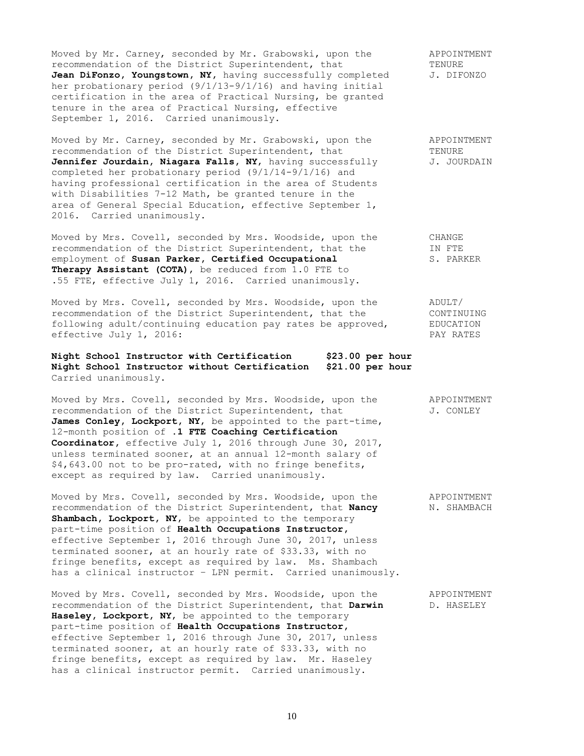Moved by Mr. Carney, seconded by Mr. Grabowski, upon the recommendation of the District Superintendent, that **Jean DiFonzo, Youngstown, NY**, having successfully completed her probationary period (9/1/13-9/1/16) and having initial certification in the area of Practical Nursing, be granted tenure in the area of Practical Nursing, effective September 1, 2016. Carried unanimously.

APPOINTMENT TENURE J. DIFONZO

Moved by Mr. Carney, seconded by Mr. Grabowski, upon the recommendation of the District Superintendent, that **Jennifer Jourdain, Niagara Falls, NY**, having successfully completed her probationary period (9/1/14-9/1/16) and having professional certification in the area of Students with Disabilities 7-12 Math, be granted tenure in the area of General Special Education, effective September 1, 2016. Carried unanimously.

APPOINTMENT TENURE J. JOURDAIN

Moved by Mrs. Covell, seconded by Mrs. Woodside, upon the recommendation of the District Superintendent, that the employment of **Susan Parker, Certified Occupational Therapy Assistant (COTA)**, be reduced from 1.0 FTE to .55 FTE, effective July 1, 2016. Carried unanimously.

CHANGE IN FTE S. PARKER

Moved by Mrs. Covell, seconded by Mrs. Woodside, upon the recommendation of the District Superintendent, that the following adult/continuing education pay rates be approved, effective July 1, 2016:

ADULT/ CONTINUING EDUCATION PAY RATES

**Night School Instructor with Certification $23.00 per hour**
**Night School Instructor without Certification $21.00 per hour**
Carried unanimously.

Moved by Mrs. Covell, seconded by Mrs. Woodside, upon the recommendation of the District Superintendent, that **James Conley, Lockport, NY**, be appointed to the part-time, 12-month position of **.1 FTE Coaching Certification Coordinator**, effective July 1, 2016 through June 30, 2017, unless terminated sooner, at an annual 12-month salary of $4,643.00 not to be pro-rated, with no fringe benefits, except as required by law. Carried unanimously.

APPOINTMENT J. CONLEY

Moved by Mrs. Covell, seconded by Mrs. Woodside, upon the recommendation of the District Superintendent, that **Nancy Shambach, Lockport, NY**, be appointed to the temporary part-time position of **Health Occupations Instructor**, effective September 1, 2016 through June 30, 2017, unless terminated sooner, at an hourly rate of $33.33, with no fringe benefits, except as required by law. Ms. Shambach has a clinical instructor – LPN permit. Carried unanimously.

APPOINTMENT N. SHAMBACH

Moved by Mrs. Covell, seconded by Mrs. Woodside, upon the recommendation of the District Superintendent, that **Darwin Haseley, Lockport, NY**, be appointed to the temporary part-time position of **Health Occupations Instructor**, effective September 1, 2016 through June 30, 2017, unless terminated sooner, at an hourly rate of $33.33, with no fringe benefits, except as required by law. Mr. Haseley has a clinical instructor permit. Carried unanimously.

APPOINTMENT D. HASELEY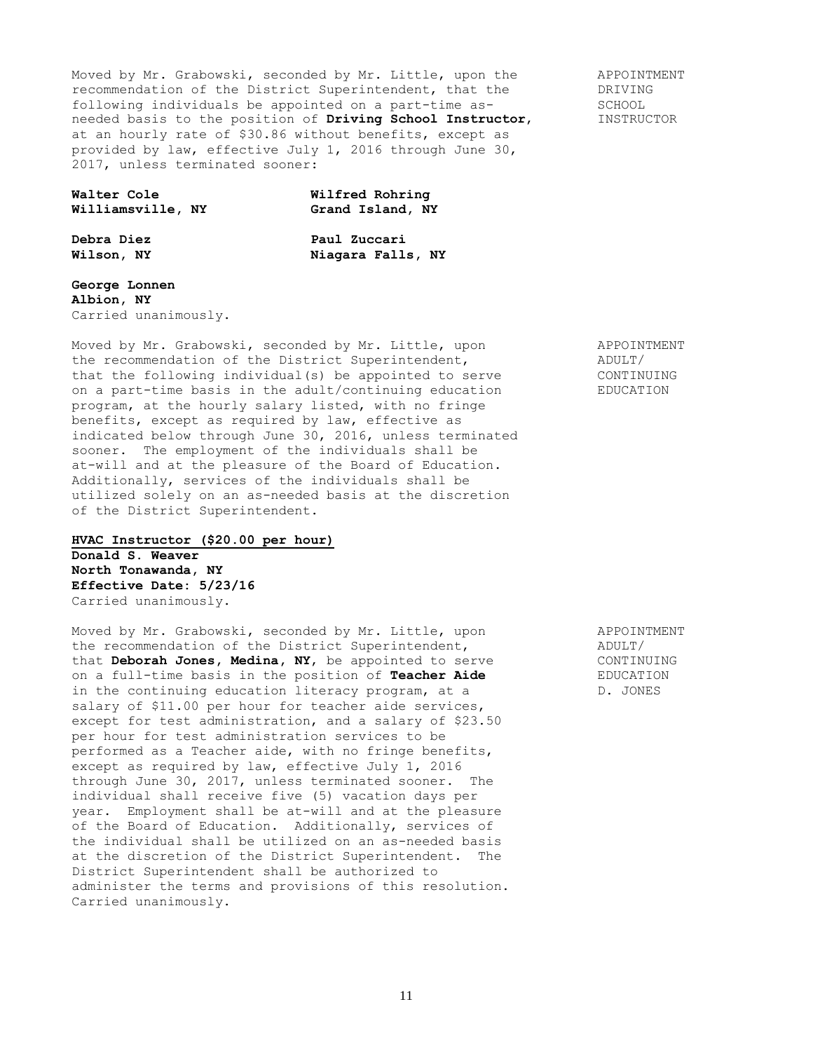Moved by Mr. Grabowski, seconded by Mr. Little, upon the recommendation of the District Superintendent, that the following individuals be appointed on a part-time as-needed basis to the position of **Driving School Instructor**, at an hourly rate of $30.86 without benefits, except as provided by law, effective July 1, 2016 through June 30, 2017, unless terminated sooner:

APPOINTMENT DRIVING SCHOOL INSTRUCTOR

**Walter Cole**
**Williamsville, NY**

**Wilfred Rohring**
**Grand Island, NY**

**Debra Diez**
**Wilson, NY**

**Paul Zuccari**
**Niagara Falls, NY**

**George Lonnen**
**Albion, NY**

Carried unanimously.

Moved by Mr. Grabowski, seconded by Mr. Little, upon the recommendation of the District Superintendent, that the following individual(s) be appointed to serve on a part-time basis in the adult/continuing education program, at the hourly salary listed, with no fringe benefits, except as required by law, effective as indicated below through June 30, 2016, unless terminated sooner. The employment of the individuals shall be at-will and at the pleasure of the Board of Education. Additionally, services of the individuals shall be utilized solely on an as-needed basis at the discretion of the District Superintendent.

APPOINTMENT ADULT/ CONTINUING EDUCATION

**HVAC Instructor ($20.00 per hour)**
**Donald S. Weaver**
**North Tonawanda, NY**
**Effective Date: 5/23/16**

Carried unanimously.

Moved by Mr. Grabowski, seconded by Mr. Little, upon the recommendation of the District Superintendent, that **Deborah Jones, Medina, NY**, be appointed to serve on a full-time basis in the position of **Teacher Aide** in the continuing education literacy program, at a salary of $11.00 per hour for teacher aide services, except for test administration, and a salary of $23.50 per hour for test administration services to be performed as a Teacher aide, with no fringe benefits, except as required by law, effective July 1, 2016 through June 30, 2017, unless terminated sooner. The individual shall receive five (5) vacation days per year. Employment shall be at-will and at the pleasure of the Board of Education. Additionally, services of the individual shall be utilized on an as-needed basis at the discretion of the District Superintendent. The District Superintendent shall be authorized to administer the terms and provisions of this resolution.
Carried unanimously.

APPOINTMENT ADULT/ CONTINUING EDUCATION D. JONES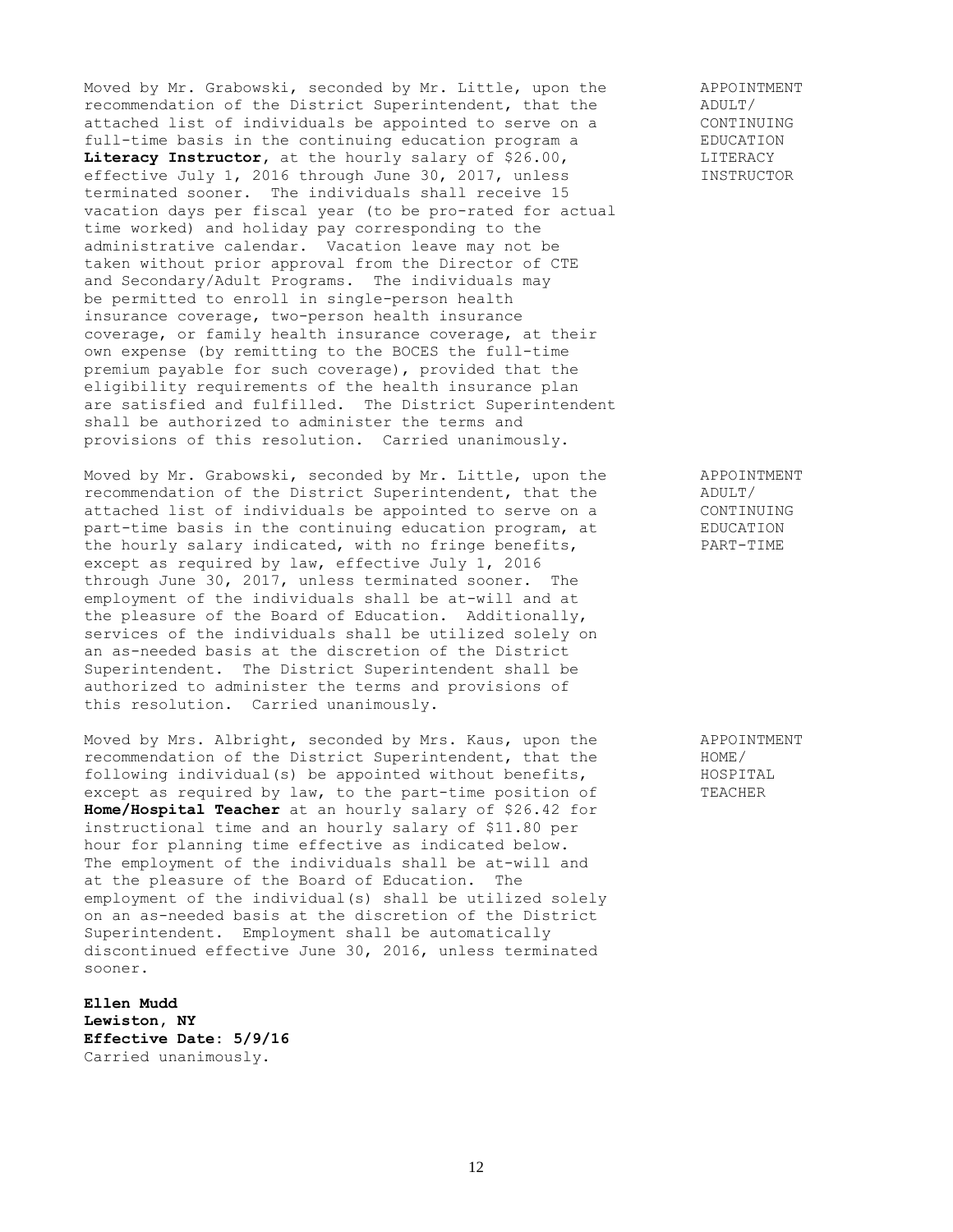Moved by Mr. Grabowski, seconded by Mr. Little, upon the recommendation of the District Superintendent, that the attached list of individuals be appointed to serve on a full-time basis in the continuing education program a **Literacy Instructor**, at the hourly salary of $26.00, effective July 1, 2016 through June 30, 2017, unless terminated sooner. The individuals shall receive 15 vacation days per fiscal year (to be pro-rated for actual time worked) and holiday pay corresponding to the administrative calendar. Vacation leave may not be taken without prior approval from the Director of CTE and Secondary/Adult Programs. The individuals may be permitted to enroll in single-person health insurance coverage, two-person health insurance coverage, or family health insurance coverage, at their own expense (by remitting to the BOCES the full-time premium payable for such coverage), provided that the eligibility requirements of the health insurance plan are satisfied and fulfilled. The District Superintendent shall be authorized to administer the terms and provisions of this resolution. Carried unanimously.

APPOINTMENT ADULT/ CONTINUING EDUCATION LITERACY INSTRUCTOR

Moved by Mr. Grabowski, seconded by Mr. Little, upon the recommendation of the District Superintendent, that the attached list of individuals be appointed to serve on a part-time basis in the continuing education program, at the hourly salary indicated, with no fringe benefits, except as required by law, effective July 1, 2016 through June 30, 2017, unless terminated sooner. The employment of the individuals shall be at-will and at the pleasure of the Board of Education. Additionally, services of the individuals shall be utilized solely on an as-needed basis at the discretion of the District Superintendent. The District Superintendent shall be authorized to administer the terms and provisions of this resolution. Carried unanimously.

APPOINTMENT ADULT/ CONTINUING EDUCATION PART-TIME

Moved by Mrs. Albright, seconded by Mrs. Kaus, upon the recommendation of the District Superintendent, that the following individual(s) be appointed without benefits, except as required by law, to the part-time position of **Home/Hospital Teacher** at an hourly salary of $26.42 for instructional time and an hourly salary of $11.80 per hour for planning time effective as indicated below. The employment of the individuals shall be at-will and at the pleasure of the Board of Education. The employment of the individual(s) shall be utilized solely on an as-needed basis at the discretion of the District Superintendent. Employment shall be automatically discontinued effective June 30, 2016, unless terminated sooner.

APPOINTMENT HOME/ HOSPITAL TEACHER

**Ellen Mudd**
**Lewiston, NY**
**Effective Date: 5/9/16**
Carried unanimously.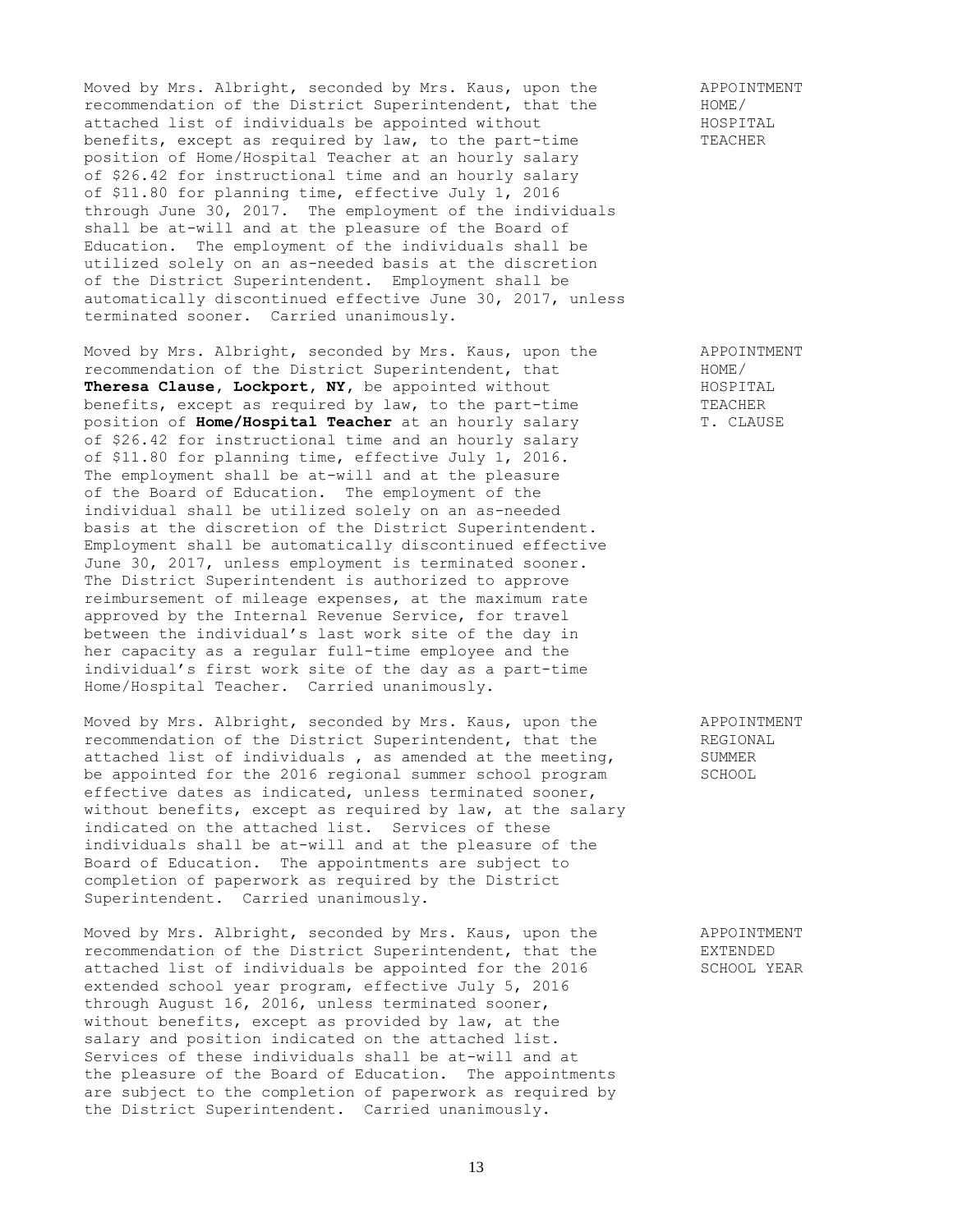Moved by Mrs. Albright, seconded by Mrs. Kaus, upon the recommendation of the District Superintendent, that the attached list of individuals be appointed without benefits, except as required by law, to the part-time position of Home/Hospital Teacher at an hourly salary of $26.42 for instructional time and an hourly salary of $11.80 for planning time, effective July 1, 2016 through June 30, 2017. The employment of the individuals shall be at-will and at the pleasure of the Board of Education. The employment of the individuals shall be utilized solely on an as-needed basis at the discretion of the District Superintendent. Employment shall be automatically discontinued effective June 30, 2017, unless terminated sooner. Carried unanimously.

APPOINTMENT HOME/ HOSPITAL TEACHER

Moved by Mrs. Albright, seconded by Mrs. Kaus, upon the recommendation of the District Superintendent, that **Theresa Clause, Lockport, NY**, be appointed without benefits, except as required by law, to the part-time position of **Home/Hospital Teacher** at an hourly salary of $26.42 for instructional time and an hourly salary of $11.80 for planning time, effective July 1, 2016. The employment shall be at-will and at the pleasure of the Board of Education. The employment of the individual shall be utilized solely on an as-needed basis at the discretion of the District Superintendent. Employment shall be automatically discontinued effective June 30, 2017, unless employment is terminated sooner. The District Superintendent is authorized to approve reimbursement of mileage expenses, at the maximum rate approved by the Internal Revenue Service, for travel between the individual's last work site of the day in her capacity as a regular full-time employee and the individual's first work site of the day as a part-time Home/Hospital Teacher. Carried unanimously.

APPOINTMENT HOME/ HOSPITAL TEACHER T. CLAUSE

Moved by Mrs. Albright, seconded by Mrs. Kaus, upon the recommendation of the District Superintendent, that the attached list of individuals , as amended at the meeting, be appointed for the 2016 regional summer school program effective dates as indicated, unless terminated sooner, without benefits, except as required by law, at the salary indicated on the attached list. Services of these individuals shall be at-will and at the pleasure of the Board of Education. The appointments are subject to completion of paperwork as required by the District Superintendent. Carried unanimously.

APPOINTMENT REGIONAL SUMMER SCHOOL

Moved by Mrs. Albright, seconded by Mrs. Kaus, upon the recommendation of the District Superintendent, that the attached list of individuals be appointed for the 2016 extended school year program, effective July 5, 2016 through August 16, 2016, unless terminated sooner, without benefits, except as provided by law, at the salary and position indicated on the attached list. Services of these individuals shall be at-will and at the pleasure of the Board of Education. The appointments are subject to the completion of paperwork as required by the District Superintendent. Carried unanimously.

APPOINTMENT EXTENDED SCHOOL YEAR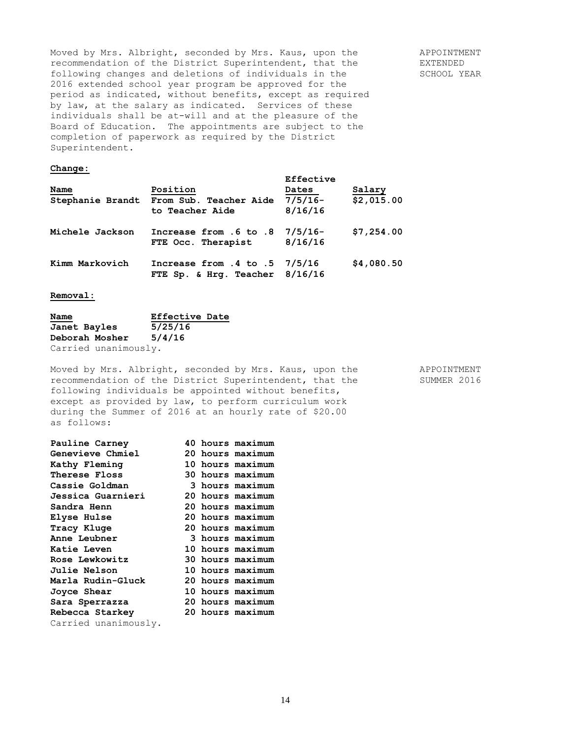Moved by Mrs. Albright, seconded by Mrs. Kaus, upon the recommendation of the District Superintendent, that the following changes and deletions of individuals in the 2016 extended school year program be approved for the period as indicated, without benefits, except as required by law, at the salary as indicated. Services of these individuals shall be at-will and at the pleasure of the Board of Education. The appointments are subject to the completion of paperwork as required by the District Superintendent.

APPOINTMENT EXTENDED SCHOOL YEAR

**Change:**

| Name | Position | Effective Dates | Salary |
|---|---|---|---|
| **Stephanie Brandt** | **From Sub. Teacher Aide to Teacher Aide** | **7/5/16-8/16/16** | **$2,015.00** |
| **Michele Jackson** | **Increase from .6 to .8 FTE Occ. Therapist** | **7/5/16-8/16/16** | **$7,254.00** |
| **Kimm Markovich** | **Increase from .4 to .5 FTE Sp. & Hrg. Teacher** | **7/5/16 8/16/16** | **$4,080.50** |

**Removal:**

| Name | Effective Date |
|---|---|
| **Janet Bayles** | **5/25/16** |
| **Deborah Mosher** | **5/4/16** |

Carried unanimously.

Moved by Mrs. Albright, seconded by Mrs. Kaus, upon the recommendation of the District Superintendent, that the following individuals be appointed without benefits, except as provided by law, to perform curriculum work during the Summer of 2016 at an hourly rate of $20.00 as follows:

APPOINTMENT SUMMER 2016

| | |
|---|---|
| **Pauline Carney** | **40 hours maximum** |
| **Genevieve Chmiel** | **20 hours maximum** |
| **Kathy Fleming** | **10 hours maximum** |
| **Therese Floss** | **30 hours maximum** |
| **Cassie Goldman** | **3 hours maximum** |
| **Jessica Guarnieri** | **20 hours maximum** |
| **Sandra Henn** | **20 hours maximum** |
| **Elyse Hulse** | **20 hours maximum** |
| **Tracy Kluge** | **20 hours maximum** |
| **Anne Leubner** | **3 hours maximum** |
| **Katie Leven** | **10 hours maximum** |
| **Rose Lewkowitz** | **30 hours maximum** |
| **Julie Nelson** | **10 hours maximum** |
| **Marla Rudin-Gluck** | **20 hours maximum** |
| **Joyce Shear** | **10 hours maximum** |
| **Sara Sperrazza** | **20 hours maximum** |
| **Rebecca Starkey** | **20 hours maximum** |

Carried unanimously.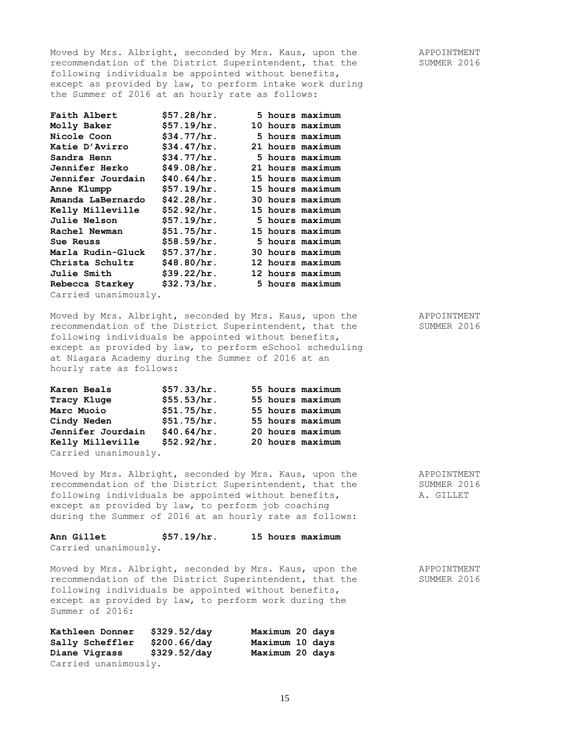Moved by Mrs. Albright, seconded by Mrs. Kaus, upon the recommendation of the District Superintendent, that the following individuals be appointed without benefits, except as provided by law, to perform intake work during the Summer of 2016 at an hourly rate as follows:

APPOINTMENT SUMMER 2016

| | | |
|---|---|---|
| **Faith Albert** | **$57.28/hr.** | **5 hours maximum** |
| **Molly Baker** | **$57.19/hr.** | **10 hours maximum** |
| **Nicole Coon** | **$34.77/hr.** | **5 hours maximum** |
| **Katie D'Avirro** | **$34.47/hr.** | **21 hours maximum** |
| **Sandra Henn** | **$34.77/hr.** | **5 hours maximum** |
| **Jennifer Herko** | **$49.08/hr.** | **21 hours maximum** |
| **Jennifer Jourdain** | **$40.64/hr.** | **15 hours maximum** |
| **Anne Klumpp** | **$57.19/hr.** | **15 hours maximum** |
| **Amanda LaBernardo** | **$42.28/hr.** | **30 hours maximum** |
| **Kelly Milleville** | **$52.92/hr.** | **15 hours maximum** |
| **Julie Nelson** | **$57.19/hr.** | **5 hours maximum** |
| **Rachel Newman** | **$51.75/hr.** | **15 hours maximum** |
| **Sue Reuss** | **$58.59/hr.** | **5 hours maximum** |
| **Marla Rudin-Gluck** | **$57.37/hr.** | **30 hours maximum** |
| **Christa Schultz** | **$48.80/hr.** | **12 hours maximum** |
| **Julie Smith** | **$39.22/hr.** | **12 hours maximum** |
| **Rebecca Starkey** | **$32.73/hr.** | **5 hours maximum** |

Carried unanimously.

Moved by Mrs. Albright, seconded by Mrs. Kaus, upon the recommendation of the District Superintendent, that the following individuals be appointed without benefits, except as provided by law, to perform eSchool scheduling at Niagara Academy during the Summer of 2016 at an hourly rate as follows:

APPOINTMENT SUMMER 2016

| | | |
|---|---|---|
| **Karen Beals** | **$57.33/hr.** | **55 hours maximum** |
| **Tracy Kluge** | **$55.53/hr.** | **55 hours maximum** |
| **Marc Muoio** | **$51.75/hr.** | **55 hours maximum** |
| **Cindy Neden** | **$51.75/hr.** | **55 hours maximum** |
| **Jennifer Jourdain** | **$40.64/hr.** | **20 hours maximum** |
| **Kelly Milleville** | **$52.92/hr.** | **20 hours maximum** |

Carried unanimously.

Moved by Mrs. Albright, seconded by Mrs. Kaus, upon the recommendation of the District Superintendent, that the following individuals be appointed without benefits, except as provided by law, to perform job coaching during the Summer of 2016 at an hourly rate as follows:

APPOINTMENT SUMMER 2016 A. GILLET

**Ann Gillet** **$57.19/hr.** **15 hours maximum**

Carried unanimously.

Moved by Mrs. Albright, seconded by Mrs. Kaus, upon the recommendation of the District Superintendent, that the following individuals be appointed without benefits, except as provided by law, to perform work during the Summer of 2016:

APPOINTMENT SUMMER 2016

| | | |
|---|---|---|
| **Kathleen Donner** | **$329.52/day** | **Maximum 20 days** |
| **Sally Scheffler** | **$200.66/day** | **Maximum 10 days** |
| **Diane Vigrass** | **$329.52/day** | **Maximum 20 days** |

Carried unanimously.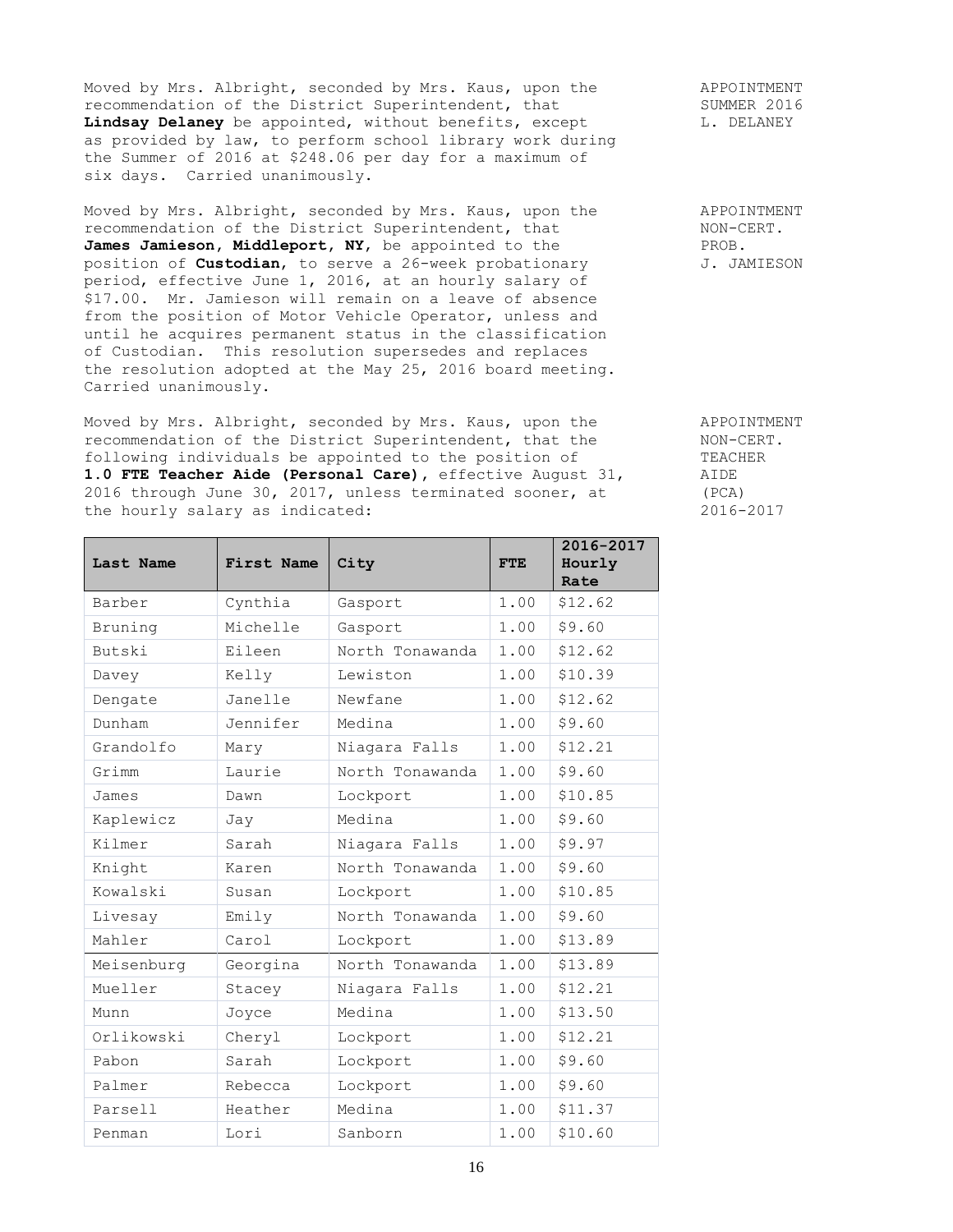Moved by Mrs. Albright, seconded by Mrs. Kaus, upon the recommendation of the District Superintendent, that **Lindsay Delaney** be appointed, without benefits, except as provided by law, to perform school library work during the Summer of 2016 at $248.06 per day for a maximum of six days. Carried unanimously.

APPOINTMENT
SUMMER 2016
L. DELANEY

Moved by Mrs. Albright, seconded by Mrs. Kaus, upon the recommendation of the District Superintendent, that **James Jamieson, Middleport, NY**, be appointed to the position of **Custodian**, to serve a 26-week probationary period, effective June 1, 2016, at an hourly salary of $17.00. Mr. Jamieson will remain on a leave of absence from the position of Motor Vehicle Operator, unless and until he acquires permanent status in the classification of Custodian. This resolution supersedes and replaces the resolution adopted at the May 25, 2016 board meeting. Carried unanimously.

APPOINTMENT
NON-CERT.
PROB.
J. JAMIESON

Moved by Mrs. Albright, seconded by Mrs. Kaus, upon the recommendation of the District Superintendent, that the following individuals be appointed to the position of **1.0 FTE Teacher Aide (Personal Care)**, effective August 31, 2016 through June 30, 2017, unless terminated sooner, at the hourly salary as indicated:

APPOINTMENT
NON-CERT.
TEACHER
AIDE
(PCA)
2016-2017

| Last Name | First Name | City | FTE | 2016-2017 Hourly Rate |
|---|---|---|---|---|
| Barber | Cynthia | Gasport | 1.00 | $12.62 |
| Bruning | Michelle | Gasport | 1.00 | $9.60 |
| Butski | Eileen | North Tonawanda | 1.00 | $12.62 |
| Davey | Kelly | Lewiston | 1.00 | $10.39 |
| Dengate | Janelle | Newfane | 1.00 | $12.62 |
| Dunham | Jennifer | Medina | 1.00 | $9.60 |
| Grandolfo | Mary | Niagara Falls | 1.00 | $12.21 |
| Grimm | Laurie | North Tonawanda | 1.00 | $9.60 |
| James | Dawn | Lockport | 1.00 | $10.85 |
| Kaplewicz | Jay | Medina | 1.00 | $9.60 |
| Kilmer | Sarah | Niagara Falls | 1.00 | $9.97 |
| Knight | Karen | North Tonawanda | 1.00 | $9.60 |
| Kowalski | Susan | Lockport | 1.00 | $10.85 |
| Livesay | Emily | North Tonawanda | 1.00 | $9.60 |
| Mahler | Carol | Lockport | 1.00 | $13.89 |
| Meisenburg | Georgina | North Tonawanda | 1.00 | $13.89 |
| Mueller | Stacey | Niagara Falls | 1.00 | $12.21 |
| Munn | Joyce | Medina | 1.00 | $13.50 |
| Orlikowski | Cheryl | Lockport | 1.00 | $12.21 |
| Pabon | Sarah | Lockport | 1.00 | $9.60 |
| Palmer | Rebecca | Lockport | 1.00 | $9.60 |
| Parsell | Heather | Medina | 1.00 | $11.37 |
| Penman | Lori | Sanborn | 1.00 | $10.60 |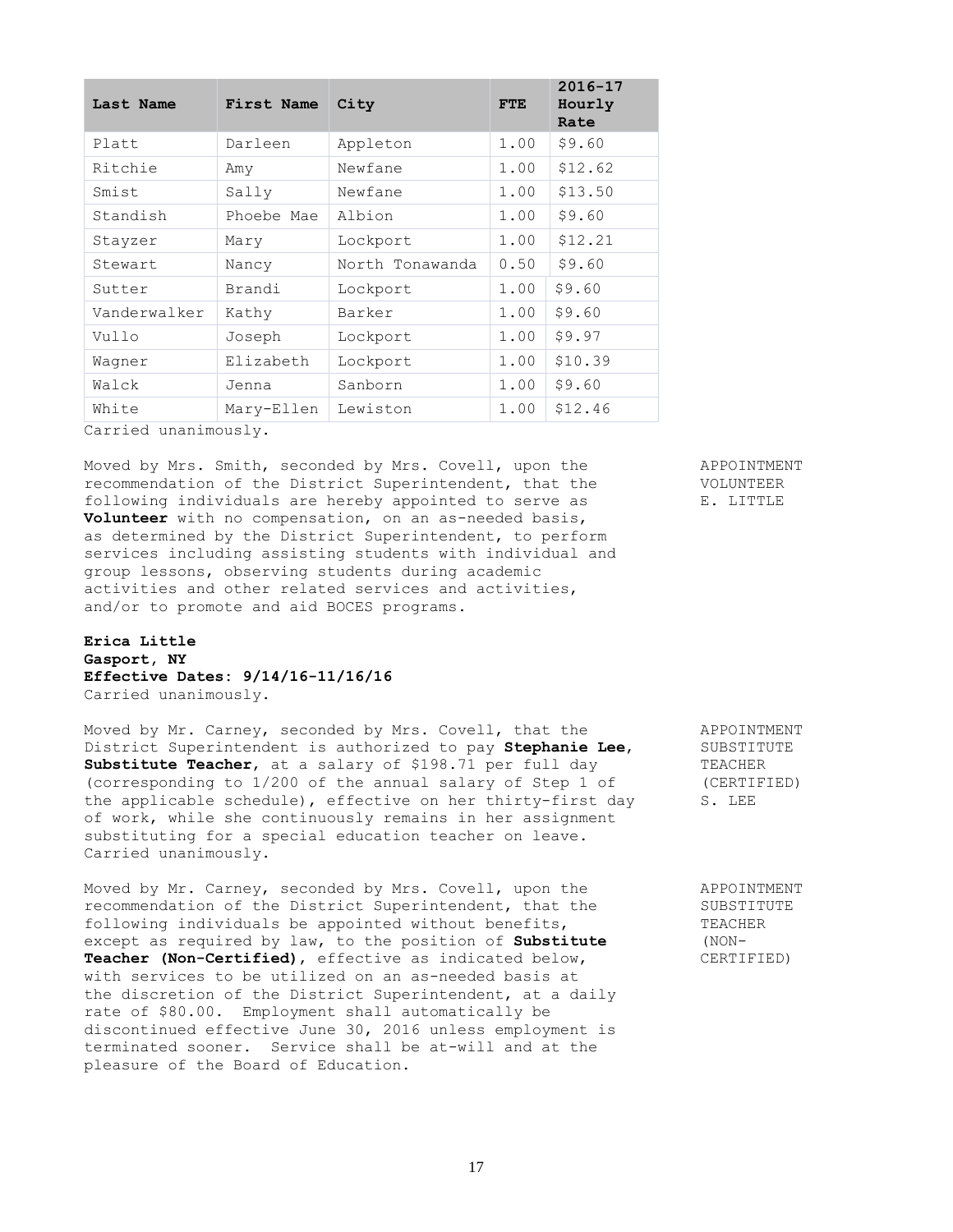| Last Name | First Name | City | FTE | 2016-17 Hourly Rate |
| --- | --- | --- | --- | --- |
| Platt | Darleen | Appleton | 1.00 | $9.60 |
| Ritchie | Amy | Newfane | 1.00 | $12.62 |
| Smist | Sally | Newfane | 1.00 | $13.50 |
| Standish | Phoebe Mae | Albion | 1.00 | $9.60 |
| Stayzer | Mary | Lockport | 1.00 | $12.21 |
| Stewart | Nancy | North Tonawanda | 0.50 | $9.60 |
| Sutter | Brandi | Lockport | 1.00 | $9.60 |
| Vanderwalker | Kathy | Barker | 1.00 | $9.60 |
| Vullo | Joseph | Lockport | 1.00 | $9.97 |
| Wagner | Elizabeth | Lockport | 1.00 | $10.39 |
| Walck | Jenna | Sanborn | 1.00 | $9.60 |
| White | Mary-Ellen | Lewiston | 1.00 | $12.46 |

Carried unanimously.

APPOINTMENT VOLUNTEER E. LITTLE

Moved by Mrs. Smith, seconded by Mrs. Covell, upon the recommendation of the District Superintendent, that the following individuals are hereby appointed to serve as **Volunteer** with no compensation, on an as-needed basis, as determined by the District Superintendent, to perform services including assisting students with individual and group lessons, observing students during academic activities and other related services and activities, and/or to promote and aid BOCES programs.

**Erica Little**
**Gasport, NY**
**Effective Dates: 9/14/16-11/16/16**
Carried unanimously.

APPOINTMENT SUBSTITUTE TEACHER (CERTIFIED) S. LEE

Moved by Mr. Carney, seconded by Mrs. Covell, that the District Superintendent is authorized to pay **Stephanie Lee, Substitute Teacher**, at a salary of $198.71 per full day (corresponding to 1/200 of the annual salary of Step 1 of the applicable schedule), effective on her thirty-first day of work, while she continuously remains in her assignment substituting for a special education teacher on leave. Carried unanimously.

APPOINTMENT SUBSTITUTE TEACHER (NON-CERTIFIED)

Moved by Mr. Carney, seconded by Mrs. Covell, upon the recommendation of the District Superintendent, that the following individuals be appointed without benefits, except as required by law, to the position of **Substitute Teacher (Non-Certified)**, effective as indicated below, with services to be utilized on an as-needed basis at the discretion of the District Superintendent, at a daily rate of $80.00. Employment shall automatically be discontinued effective June 30, 2016 unless employment is terminated sooner. Service shall be at-will and at the pleasure of the Board of Education.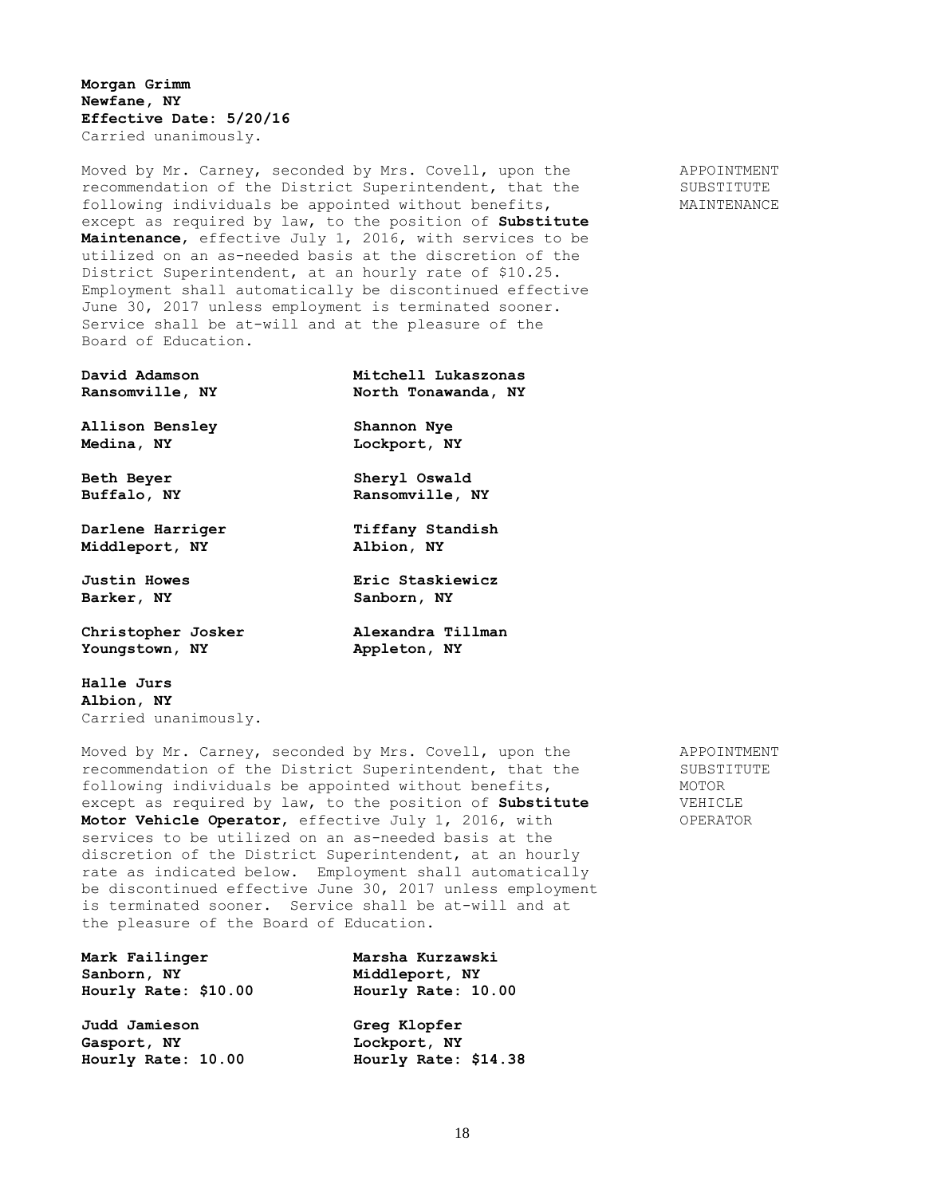**Morgan Grimm**
**Newfane, NY**
**Effective Date: 5/20/16**
Carried unanimously.

APPOINTMENT SUBSTITUTE MAINTENANCE

Moved by Mr. Carney, seconded by Mrs. Covell, upon the recommendation of the District Superintendent, that the following individuals be appointed without benefits, except as required by law, to the position of **Substitute Maintenance**, effective July 1, 2016, with services to be utilized on an as-needed basis at the discretion of the District Superintendent, at an hourly rate of $10.25. Employment shall automatically be discontinued effective June 30, 2017 unless employment is terminated sooner. Service shall be at-will and at the pleasure of the Board of Education.

**David Adamson**
**Ransomville, NY**

**Allison Bensley**
**Medina, NY**

**Beth Beyer**
**Buffalo, NY**

**Darlene Harriger**
**Middleport, NY**

**Justin Howes**
**Barker, NY**

**Christopher Josker**
**Youngstown, NY**

**Halle Jurs**
**Albion, NY**

**Mitchell Lukaszonas**
**North Tonawanda, NY**

**Shannon Nye**
**Lockport, NY**

**Sheryl Oswald**
**Ransomville, NY**

**Tiffany Standish**
**Albion, NY**

**Eric Staskiewicz**
**Sanborn, NY**

**Alexandra Tillman**
**Appleton, NY**

Carried unanimously.

APPOINTMENT SUBSTITUTE MOTOR VEHICLE OPERATOR

Moved by Mr. Carney, seconded by Mrs. Covell, upon the recommendation of the District Superintendent, that the following individuals be appointed without benefits, except as required by law, to the position of **Substitute Motor Vehicle Operator**, effective July 1, 2016, with services to be utilized on an as-needed basis at the discretion of the District Superintendent, at an hourly rate as indicated below. Employment shall automatically be discontinued effective June 30, 2017 unless employment is terminated sooner. Service shall be at-will and at the pleasure of the Board of Education.

**Mark Failinger**
**Sanborn, NY**
**Hourly Rate: $10.00**

**Judd Jamieson**
**Gasport, NY**
**Hourly Rate: 10.00**

**Marsha Kurzawski**
**Middleport, NY**
**Hourly Rate: 10.00**

**Greg Klopfer**
**Lockport, NY**
**Hourly Rate: $14.38**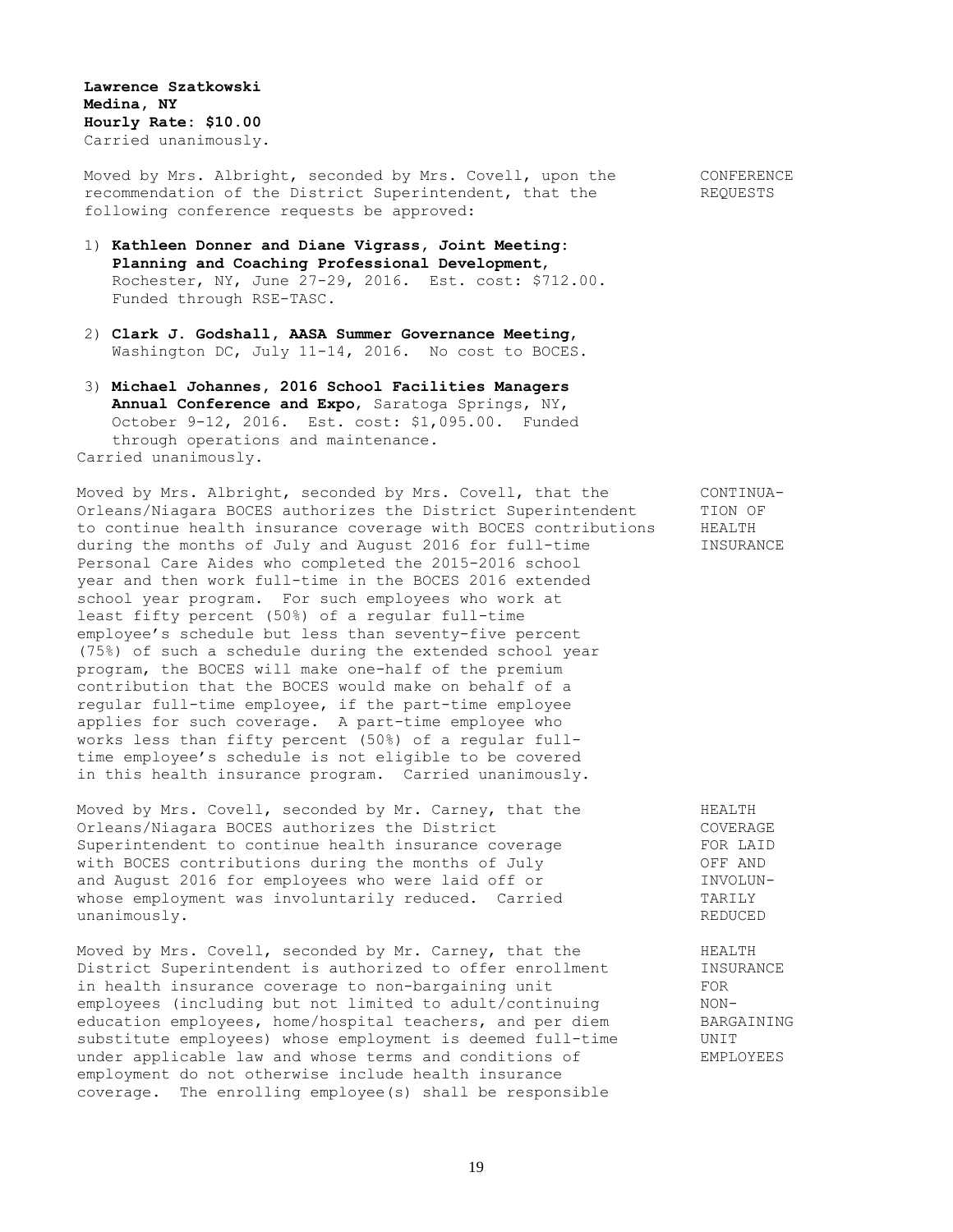**Lawrence Szatkowski**
**Medina, NY**
**Hourly Rate: $10.00**
Carried unanimously.

**CONFERENCE REQUESTS**

Moved by Mrs. Albright, seconded by Mrs. Covell, upon the recommendation of the District Superintendent, that the following conference requests be approved:

1) **Kathleen Donner and Diane Vigrass, Joint Meeting: Planning and Coaching Professional Development,** Rochester, NY, June 27-29, 2016. Est. cost: $712.00. Funded through RSE-TASC.

2) **Clark J. Godshall, AASA Summer Governance Meeting,** Washington DC, July 11-14, 2016. No cost to BOCES.

3) **Michael Johannes, 2016 School Facilities Managers Annual Conference and Expo,** Saratoga Springs, NY, October 9-12, 2016. Est. cost: $1,095.00. Funded through operations and maintenance.

Carried unanimously.

**CONTINUATION OF HEALTH INSURANCE**

Moved by Mrs. Albright, seconded by Mrs. Covell, that the Orleans/Niagara BOCES authorizes the District Superintendent to continue health insurance coverage with BOCES contributions during the months of July and August 2016 for full-time Personal Care Aides who completed the 2015-2016 school year and then work full-time in the BOCES 2016 extended school year program. For such employees who work at least fifty percent (50%) of a regular full-time employee's schedule but less than seventy-five percent (75%) of such a schedule during the extended school year program, the BOCES will make one-half of the premium contribution that the BOCES would make on behalf of a regular full-time employee, if the part-time employee applies for such coverage. A part-time employee who works less than fifty percent (50%) of a regular full-time employee's schedule is not eligible to be covered in this health insurance program. Carried unanimously.

**HEALTH COVERAGE FOR LAID OFF AND INVOLUNTARILY REDUCED**

Moved by Mrs. Covell, seconded by Mr. Carney, that the Orleans/Niagara BOCES authorizes the District Superintendent to continue health insurance coverage with BOCES contributions during the months of July and August 2016 for employees who were laid off or whose employment was involuntarily reduced. Carried unanimously.

**HEALTH INSURANCE FOR NON-BARGAINING UNIT EMPLOYEES**

Moved by Mrs. Covell, seconded by Mr. Carney, that the District Superintendent is authorized to offer enrollment in health insurance coverage to non-bargaining unit employees (including but not limited to adult/continuing education employees, home/hospital teachers, and per diem substitute employees) whose employment is deemed full-time under applicable law and whose terms and conditions of employment do not otherwise include health insurance coverage. The enrolling employee(s) shall be responsible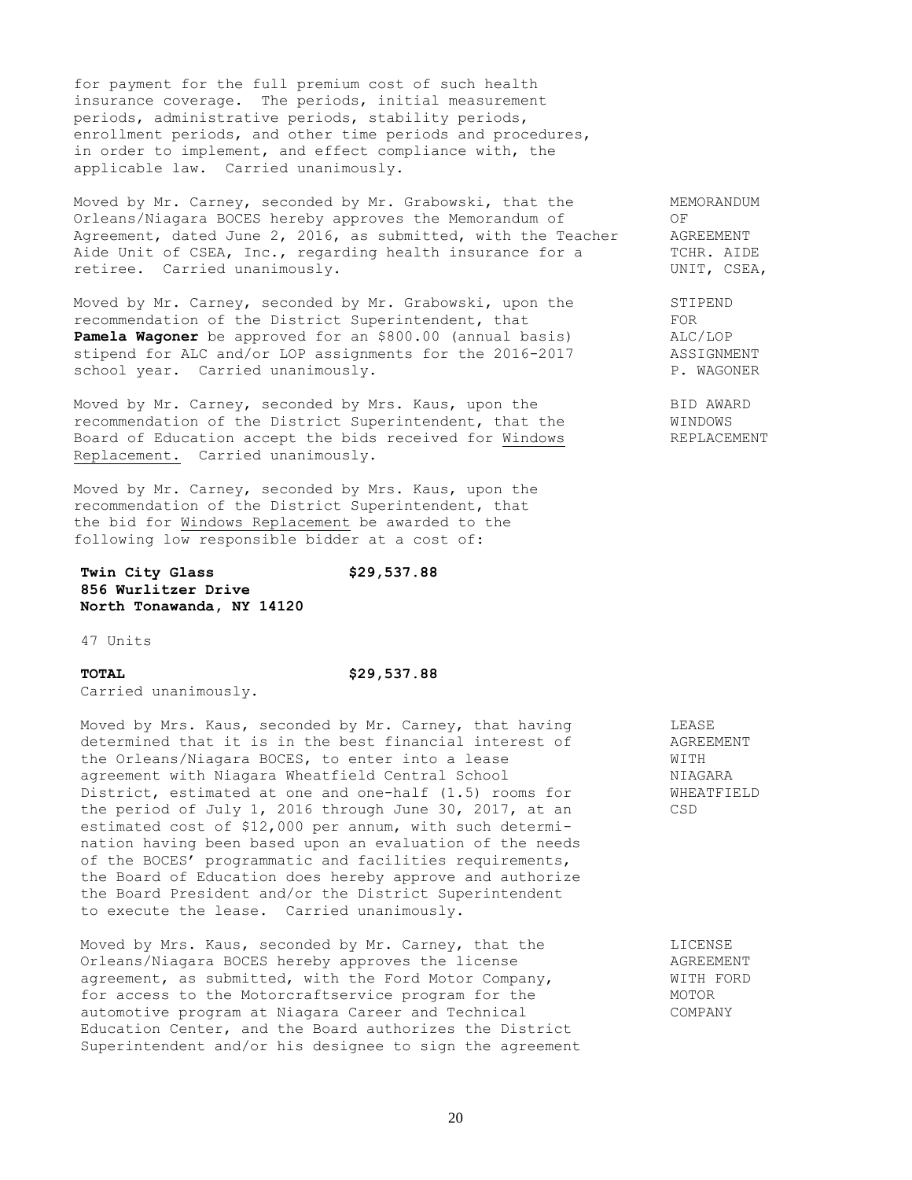for payment for the full premium cost of such health insurance coverage. The periods, initial measurement periods, administrative periods, stability periods, enrollment periods, and other time periods and procedures, in order to implement, and effect compliance with, the applicable law. Carried unanimously.

**MEMORANDUM OF AGREEMENT TCHR. AIDE UNIT, CSEA,**

Moved by Mr. Carney, seconded by Mr. Grabowski, that the Orleans/Niagara BOCES hereby approves the Memorandum of Agreement, dated June 2, 2016, as submitted, with the Teacher Aide Unit of CSEA, Inc., regarding health insurance for a retiree. Carried unanimously.

**STIPEND FOR ALC/LOP ASSIGNMENT P. WAGONER**

Moved by Mr. Carney, seconded by Mr. Grabowski, upon the recommendation of the District Superintendent, that **Pamela Wagoner** be approved for an $800.00 (annual basis) stipend for ALC and/or LOP assignments for the 2016-2017 school year. Carried unanimously.

**BID AWARD WINDOWS REPLACEMENT**

Moved by Mr. Carney, seconded by Mrs. Kaus, upon the recommendation of the District Superintendent, that the Board of Education accept the bids received for <u>Windows Replacement.</u> Carried unanimously.

Moved by Mr. Carney, seconded by Mrs. Kaus, upon the recommendation of the District Superintendent, that the bid for <u>Windows Replacement</u> be awarded to the following low responsible bidder at a cost of:

**Twin City Glass** **$29,537.88**
**856 Wurlitzer Drive**
**North Tonawanda, NY 14120**

47 Units

**TOTAL** **$29,537.88**

Carried unanimously.

**LEASE AGREEMENT WITH NIAGARA WHEATFIELD CSD**

Moved by Mrs. Kaus, seconded by Mr. Carney, that having determined that it is in the best financial interest of the Orleans/Niagara BOCES, to enter into a lease agreement with Niagara Wheatfield Central School District, estimated at one and one-half (1.5) rooms for the period of July 1, 2016 through June 30, 2017, at an estimated cost of $12,000 per annum, with such determination having been based upon an evaluation of the needs of the BOCES' programmatic and facilities requirements, the Board of Education does hereby approve and authorize the Board President and/or the District Superintendent to execute the lease. Carried unanimously.

**LICENSE AGREEMENT WITH FORD MOTOR COMPANY**

Moved by Mrs. Kaus, seconded by Mr. Carney, that the Orleans/Niagara BOCES hereby approves the license agreement, as submitted, with the Ford Motor Company, for access to the Motorcraftservice program for the automotive program at Niagara Career and Technical Education Center, and the Board authorizes the District Superintendent and/or his designee to sign the agreement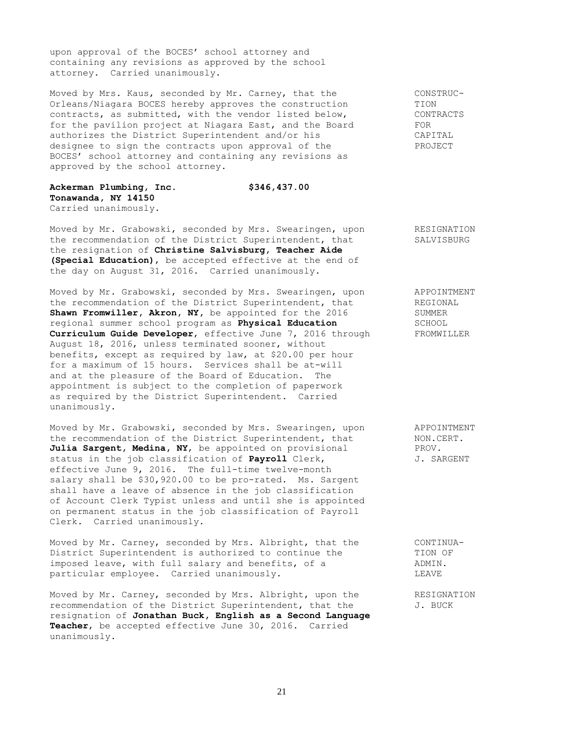upon approval of the BOCES' school attorney and containing any revisions as approved by the school attorney. Carried unanimously.

CONSTRUCTION CONTRACTS FOR CAPITAL PROJECT

Moved by Mrs. Kaus, seconded by Mr. Carney, that the Orleans/Niagara BOCES hereby approves the construction contracts, as submitted, with the vendor listed below, for the pavilion project at Niagara East, and the Board authorizes the District Superintendent and/or his designee to sign the contracts upon approval of the BOCES' school attorney and containing any revisions as approved by the school attorney.

**Ackerman Plumbing, Inc.** **$346,437.00**
**Tonawanda, NY 14150**
Carried unanimously.

RESIGNATION SALVISBURG

Moved by Mr. Grabowski, seconded by Mrs. Swearingen, upon the recommendation of the District Superintendent, that the resignation of **Christine Salvisburg, Teacher Aide (Special Education)**, be accepted effective at the end of the day on August 31, 2016. Carried unanimously.

APPOINTMENT REGIONAL SUMMER SCHOOL FROMWILLER

Moved by Mr. Grabowski, seconded by Mrs. Swearingen, upon the recommendation of the District Superintendent, that **Shawn Fromwiller, Akron, NY,** be appointed for the 2016 regional summer school program as **Physical Education Curriculum Guide Developer**, effective June 7, 2016 through August 18, 2016, unless terminated sooner, without benefits, except as required by law, at $20.00 per hour for a maximum of 15 hours. Services shall be at-will and at the pleasure of the Board of Education. The appointment is subject to the completion of paperwork as required by the District Superintendent. Carried unanimously.

APPOINTMENT NON.CERT. PROV. J. SARGENT

Moved by Mr. Grabowski, seconded by Mrs. Swearingen, upon the recommendation of the District Superintendent, that **Julia Sargent, Medina, NY,** be appointed on provisional status in the job classification of **Payroll** Clerk, effective June 9, 2016. The full-time twelve-month salary shall be $30,920.00 to be pro-rated. Ms. Sargent shall have a leave of absence in the job classification of Account Clerk Typist unless and until she is appointed on permanent status in the job classification of Payroll Clerk. Carried unanimously.

CONTINUATION OF ADMIN. LEAVE

Moved by Mr. Carney, seconded by Mrs. Albright, that the District Superintendent is authorized to continue the imposed leave, with full salary and benefits, of a particular employee. Carried unanimously.

RESIGNATION J. BUCK

Moved by Mr. Carney, seconded by Mrs. Albright, upon the recommendation of the District Superintendent, that the resignation of **Jonathan Buck, English as a Second Language Teacher**, be accepted effective June 30, 2016. Carried unanimously.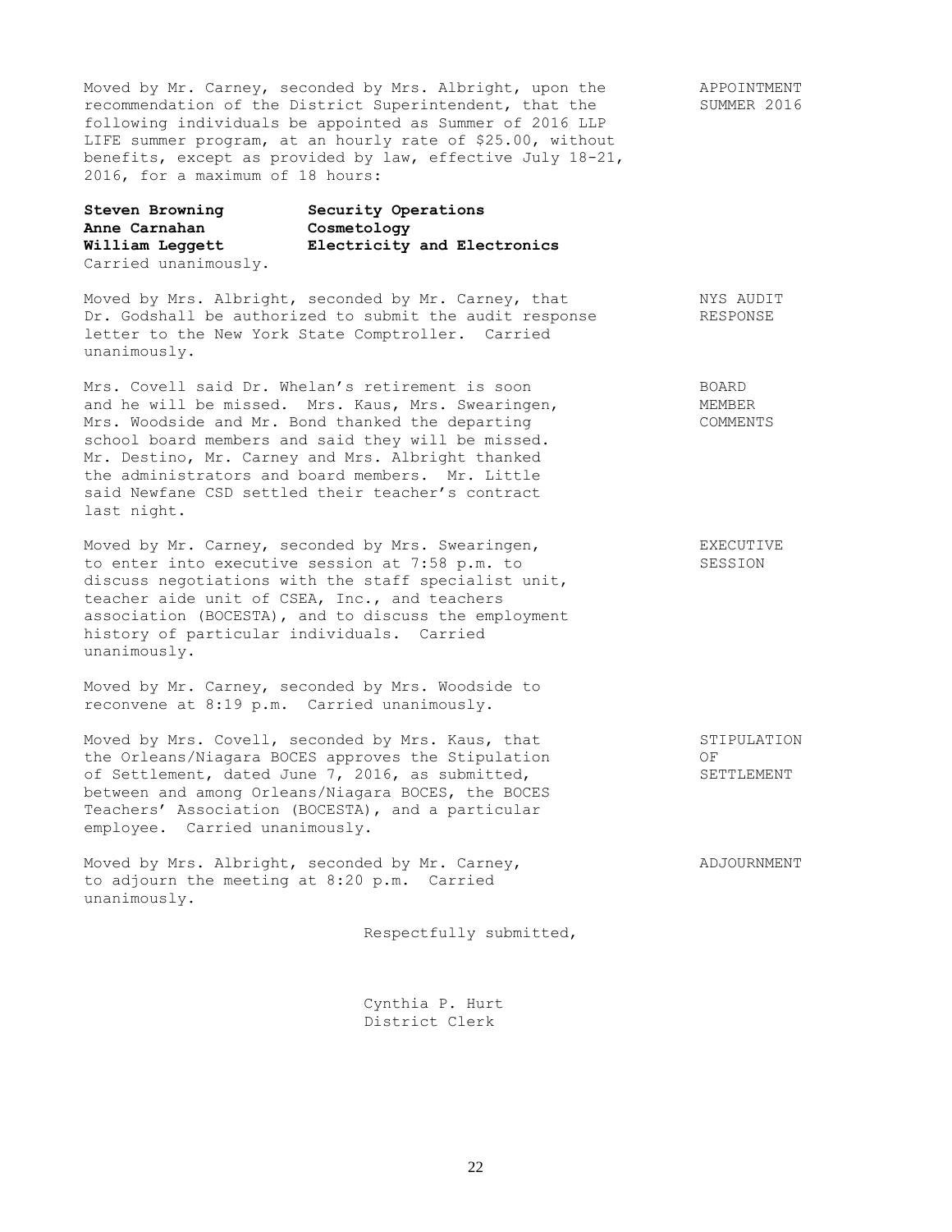Moved by Mr. Carney, seconded by Mrs. Albright, upon the recommendation of the District Superintendent, that the following individuals be appointed as Summer of 2016 LLP LIFE summer program, at an hourly rate of $25.00, without benefits, except as provided by law, effective July 18-21, 2016, for a maximum of 18 hours:

APPOINTMENT SUMMER 2016

| | |
|---|---|
| **Steven Browning** | **Security Operations** |
| **Anne Carnahan** | **Cosmetology** |
| **William Leggett** | **Electricity and Electronics** |

Carried unanimously.

Moved by Mrs. Albright, seconded by Mr. Carney, that Dr. Godshall be authorized to submit the audit response letter to the New York State Comptroller. Carried unanimously.

NYS AUDIT RESPONSE

Mrs. Covell said Dr. Whelan's retirement is soon and he will be missed. Mrs. Kaus, Mrs. Swearingen, Mrs. Woodside and Mr. Bond thanked the departing school board members and said they will be missed. Mr. Destino, Mr. Carney and Mrs. Albright thanked the administrators and board members. Mr. Little said Newfane CSD settled their teacher's contract last night.

BOARD MEMBER COMMENTS

Moved by Mr. Carney, seconded by Mrs. Swearingen, to enter into executive session at 7:58 p.m. to discuss negotiations with the staff specialist unit, teacher aide unit of CSEA, Inc., and teachers association (BOCESTA), and to discuss the employment history of particular individuals. Carried unanimously.

EXECUTIVE SESSION

Moved by Mr. Carney, seconded by Mrs. Woodside to reconvene at 8:19 p.m. Carried unanimously.

Moved by Mrs. Covell, seconded by Mrs. Kaus, that the Orleans/Niagara BOCES approves the Stipulation of Settlement, dated June 7, 2016, as submitted, between and among Orleans/Niagara BOCES, the BOCES Teachers' Association (BOCESTA), and a particular employee. Carried unanimously.

STIPULATION OF SETTLEMENT

Moved by Mrs. Albright, seconded by Mr. Carney, to adjourn the meeting at 8:20 p.m. Carried unanimously.

ADJOURNMENT

Respectfully submitted,

Cynthia P. Hurt
District Clerk